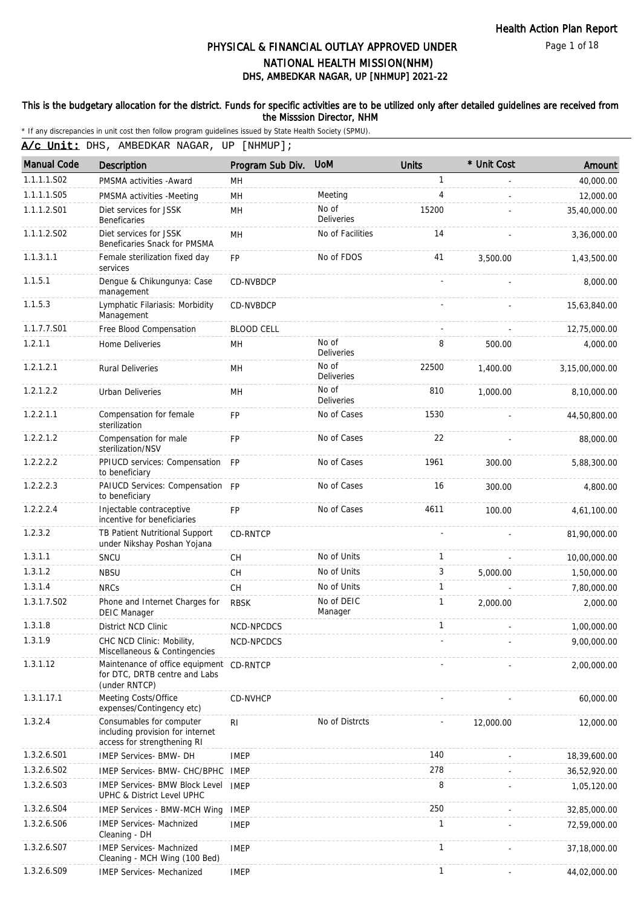Health Action Plan Report

# PHYSICAL & FINANCIAL OUTLAY APPROVED UNDER NATIONAL HEALTH MISSION(NHM)

## DHS, AMBEDKAR NAGAR, UP [NHMUP] 2021-22

**This is the budgetary allocation for the district. Funds for specific activities are to be utilized only after detailed guidelines are received from the Misssion Director, NHM**

* If any discrepancies in unit cost then follow program guidelines issued by State Health Society (SPMU).

**A/c Unit:** DHS, AMBEDKAR NAGAR, UP [NHMUP];

| Manual Code | Description | Program Sub Div. | UoM | Units | * Unit Cost | Amount |
|---|---|---|---|---|---|---|
| 1.1.1.1.S02 | PMSMA activities -Award | MH | | 1 | - | 40,000.00 |
| 1.1.1.1.S05 | PMSMA activities -Meeting | MH | Meeting | 4 | - | 12,000.00 |
| 1.1.1.2.S01 | Diet services for JSSK Beneficaries | MH | No of Deliveries | 15200 | - | 35,40,000.00 |
| 1.1.1.2.S02 | Diet services for JSSK Beneficaries Snack for PMSMA | MH | No of Facilities | 14 | - | 3,36,000.00 |
| 1.1.3.1.1 | Female sterilization fixed day services | FP | No of FDOS | 41 | 3,500.00 | 1,43,500.00 |
| 1.1.5.1 | Dengue & Chikungunya: Case management | CD-NVBDCP | | - | - | 8,000.00 |
| 1.1.5.3 | Lymphatic Filariasis: Morbidity Management | CD-NVBDCP | | - | - | 15,63,840.00 |
| 1.1.7.7.S01 | Free Blood Compensation | BLOOD CELL | | - | - | 12,75,000.00 |
| 1.2.1.1 | Home Deliveries | MH | No of Deliveries | 8 | 500.00 | 4,000.00 |
| 1.2.1.2.1 | Rural Deliveries | MH | No of Deliveries | 22500 | 1,400.00 | 3,15,00,000.00 |
| 1.2.1.2.2 | Urban Deliveries | MH | No of Deliveries | 810 | 1,000.00 | 8,10,000.00 |
| 1.2.2.1.1 | Compensation for female sterilization | FP | No of Cases | 1530 | - | 44,50,800.00 |
| 1.2.2.1.2 | Compensation for male sterilization/NSV | FP | No of Cases | 22 | - | 88,000.00 |
| 1.2.2.2.2 | PPIUCD services: Compensation to beneficiary | FP | No of Cases | 1961 | 300.00 | 5,88,300.00 |
| 1.2.2.2.3 | PAIUCD Services: Compensation to beneficiary | FP | No of Cases | 16 | 300.00 | 4,800.00 |
| 1.2.2.2.4 | Injectable contraceptive incentive for beneficiaries | FP | No of Cases | 4611 | 100.00 | 4,61,100.00 |
| 1.2.3.2 | TB Patient Nutritional Support under Nikshay Poshan Yojana | CD-RNTCP | | - | - | 81,90,000.00 |
| 1.3.1.1 | SNCU | CH | No of Units | 1 | - | 10,00,000.00 |
| 1.3.1.2 | NBSU | CH | No of Units | 3 | 5,000.00 | 1,50,000.00 |
| 1.3.1.4 | NRCs | CH | No of Units | 1 | - | 7,80,000.00 |
| 1.3.1.7.S02 | Phone and Internet Charges for DEIC Manager | RBSK | No of DEIC Manager | 1 | 2,000.00 | 2,000.00 |
| 1.3.1.8 | District NCD Clinic | NCD-NPCDCS | | 1 | - | 1,00,000.00 |
| 1.3.1.9 | CHC NCD Clinic: Mobility, Miscellaneous & Contingencies | NCD-NPCDCS | | - | - | 9,00,000.00 |
| 1.3.1.12 | Maintenance of office equipment for DTC, DRTB centre and Labs (under RNTCP) | CD-RNTCP | | - | - | 2,00,000.00 |
| 1.3.1.17.1 | Meeting Costs/Office expenses/Contingency etc) | CD-NVHCP | | - | - | 60,000.00 |
| 1.3.2.4 | Consumables for computer including provision for internet access for strengthening RI | RI | No of Distrcts | - | 12,000.00 | 12,000.00 |
| 1.3.2.6.S01 | IMEP Services- BMW- DH | IMEP | | 140 | - | 18,39,600.00 |
| 1.3.2.6.S02 | IMEP Services- BMW- CHC/BPHC | IMEP | | 278 | - | 36,52,920.00 |
| 1.3.2.6.S03 | IMEP Services- BMW Block Level UPHC & District Level UPHC | IMEP | | 8 | - | 1,05,120.00 |
| 1.3.2.6.S04 | IMEP Services - BMW-MCH Wing | IMEP | | 250 | - | 32,85,000.00 |
| 1.3.2.6.S06 | IMEP Services- Machnized Cleaning - DH | IMEP | | 1 | - | 72,59,000.00 |
| 1.3.2.6.S07 | IMEP Services- Machnized Cleaning - MCH Wing (100 Bed) | IMEP | | 1 | - | 37,18,000.00 |
| 1.3.2.6.S09 | IMEP Services- Mechanized | IMEP | | 1 | - | 44,02,000.00 |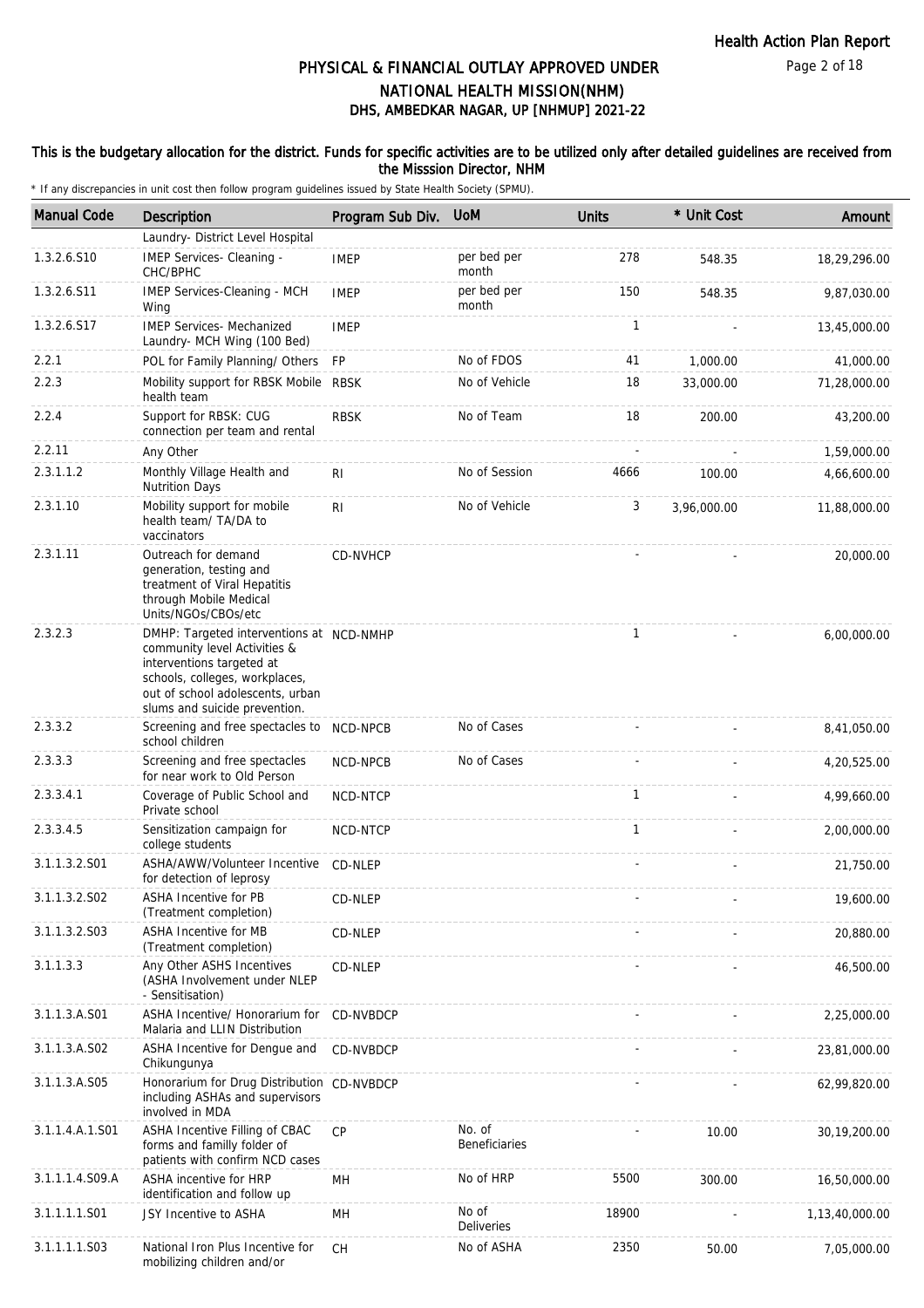# PHYSICAL & FINANCIAL OUTLAY APPROVED UNDER NATIONAL HEALTH MISSION(NHM)

## DHS, AMBEDKAR NAGAR, UP [NHMUP] 2021-22

**This is the budgetary allocation for the district. Funds for specific activities are to be utilized only after detailed guidelines are received from the Misssion Director, NHM**

\* If any discrepancies in unit cost then follow program guidelines issued by State Health Society (SPMU).

| Manual Code | Description | Program Sub Div. | UoM | Units | * Unit Cost | Amount |
|---|---|---|---|---|---|---|
| | Laundry- District Level Hospital | | | | | |
| 1.3.2.6.S10 | IMEP Services- Cleaning - CHC/BPHC | IMEP | per bed per month | 278 | 548.35 | 18,29,296.00 |
| 1.3.2.6.S11 | IMEP Services-Cleaning - MCH Wing | IMEP | per bed per month | 150 | 548.35 | 9,87,030.00 |
| 1.3.2.6.S17 | IMEP Services- Mechanized Laundry- MCH Wing (100 Bed) | IMEP | | 1 | - | 13,45,000.00 |
| 2.2.1 | POL for Family Planning/ Others | FP | No of FDOS | 41 | 1,000.00 | 41,000.00 |
| 2.2.3 | Mobility support for RBSK Mobile health team | RBSK | No of Vehicle | 18 | 33,000.00 | 71,28,000.00 |
| 2.2.4 | Support for RBSK: CUG connection per team and rental | RBSK | No of Team | 18 | 200.00 | 43,200.00 |
| 2.2.11 | Any Other | | | - | - | 1,59,000.00 |
| 2.3.1.1.2 | Monthly Village Health and Nutrition Days | RI | No of Session | 4666 | 100.00 | 4,66,600.00 |
| 2.3.1.10 | Mobility support for mobile health team/ TA/DA to vaccinators | RI | No of Vehicle | 3 | 3,96,000.00 | 11,88,000.00 |
| 2.3.1.11 | Outreach for demand generation, testing and treatment of Viral Hepatitis through Mobile Medical Units/NGOs/CBOs/etc | CD-NVHCP | | - | - | 20,000.00 |
| 2.3.2.3 | DMHP: Targeted interventions at community level Activities & interventions targeted at schools, colleges, workplaces, out of school adolescents, urban slums and suicide prevention. | NCD-NMHP | | 1 | - | 6,00,000.00 |
| 2.3.3.2 | Screening and free spectacles to school children | NCD-NPCB | No of Cases | - | - | 8,41,050.00 |
| 2.3.3.3 | Screening and free spectacles for near work to Old Person | NCD-NPCB | No of Cases | - | - | 4,20,525.00 |
| 2.3.3.4.1 | Coverage of Public School and Private school | NCD-NTCP | | 1 | - | 4,99,660.00 |
| 2.3.3.4.5 | Sensitization campaign for college students | NCD-NTCP | | 1 | - | 2,00,000.00 |
| 3.1.1.3.2.S01 | ASHA/AWW/Volunteer Incentive for detection of leprosy | CD-NLEP | | - | - | 21,750.00 |
| 3.1.1.3.2.S02 | ASHA Incentive for PB (Treatment completion) | CD-NLEP | | - | - | 19,600.00 |
| 3.1.1.3.2.S03 | ASHA Incentive for MB (Treatment completion) | CD-NLEP | | - | - | 20,880.00 |
| 3.1.1.3.3 | Any Other ASHS Incentives (ASHA Involvement under NLEP - Sensitisation) | CD-NLEP | | - | - | 46,500.00 |
| 3.1.1.3.A.S01 | ASHA Incentive/ Honorarium for Malaria and LLIN Distribution | CD-NVBDCP | | - | - | 2,25,000.00 |
| 3.1.1.3.A.S02 | ASHA Incentive for Dengue and Chikungunya | CD-NVBDCP | | - | - | 23,81,000.00 |
| 3.1.1.3.A.S05 | Honorarium for Drug Distribution including ASHAs and supervisors involved in MDA | CD-NVBDCP | | - | - | 62,99,820.00 |
| 3.1.1.4.A.1.S01 | ASHA Incentive Filling of CBAC forms and familly folder of patients with confirm NCD cases | CP | No. of Beneficiaries | - | 10.00 | 30,19,200.00 |
| 3.1.1.1.4.S09.A | ASHA incentive for HRP identification and follow up | MH | No of HRP | 5500 | 300.00 | 16,50,000.00 |
| 3.1.1.1.1.S01 | JSY Incentive to ASHA | MH | No of Deliveries | 18900 | - | 1,13,40,000.00 |
| 3.1.1.1.1.S03 | National Iron Plus Incentive for mobilizing children and/or | CH | No of ASHA | 2350 | 50.00 | 7,05,000.00 |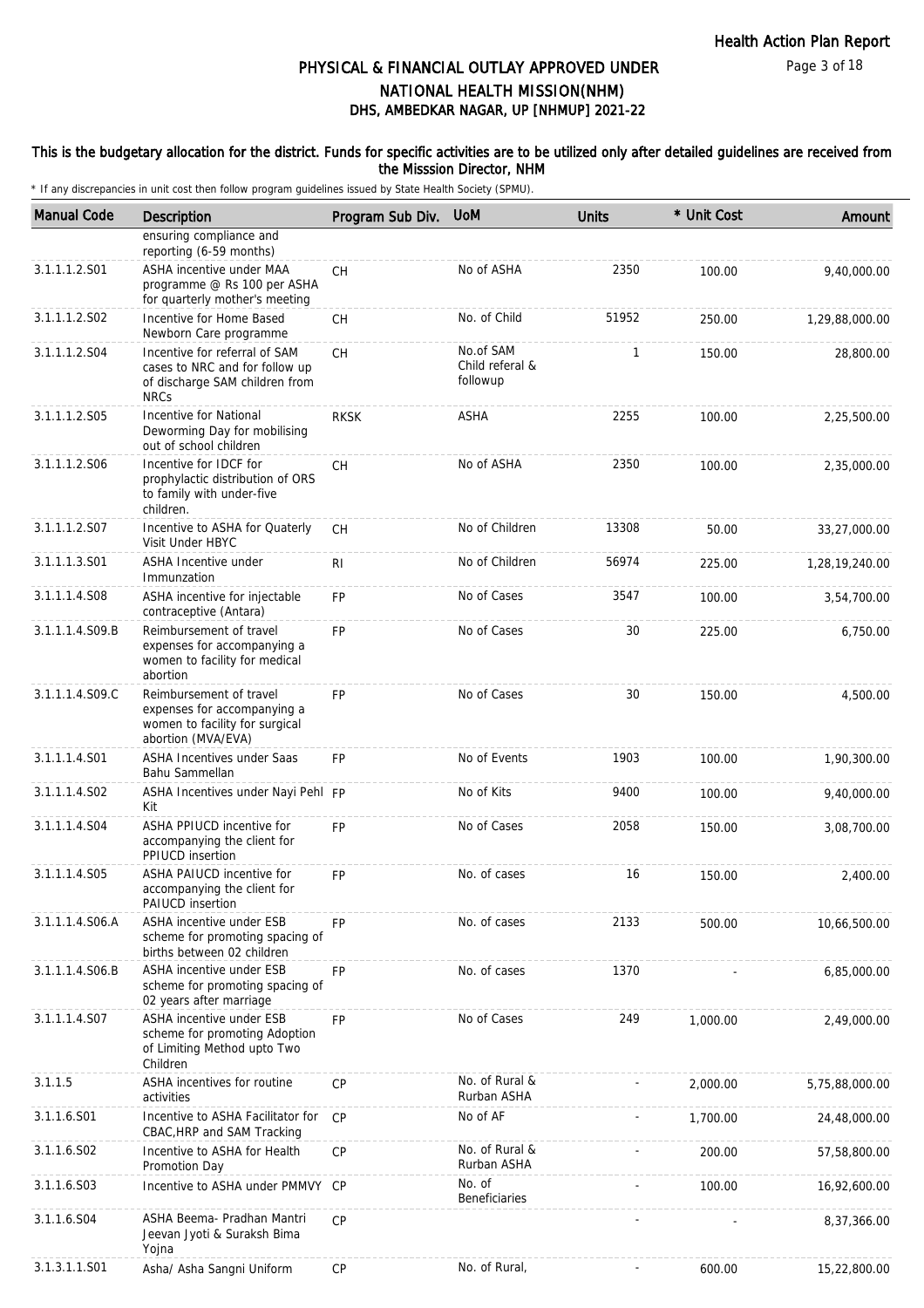# PHYSICAL & FINANCIAL OUTLAY APPROVED UNDER NATIONAL HEALTH MISSION(NHM)

## DHS, AMBEDKAR NAGAR, UP [NHMUP] 2021-22

This is the budgetary allocation for the district. Funds for specific activities are to be utilized only after detailed guidelines are received from the Misssion Director, NHM

\* If any discrepancies in unit cost then follow program guidelines issued by State Health Society (SPMU).

| Manual Code | Description | Program Sub Div. | UoM | Units | * Unit Cost | Amount |
|---|---|---|---|---|---|---|
| | ensuring compliance and reporting (6-59 months) | | | | | |
| 3.1.1.1.2.S01 | ASHA incentive under MAA programme @ Rs 100 per ASHA for quarterly mother's meeting | CH | No of ASHA | 2350 | 100.00 | 9,40,000.00 |
| 3.1.1.1.2.S02 | Incentive for Home Based Newborn Care programme | CH | No. of Child | 51952 | 250.00 | 1,29,88,000.00 |
| 3.1.1.1.2.S04 | Incentive for referral of SAM cases to NRC and for follow up of discharge SAM children from NRCs | CH | No.of SAM Child referal & followup | 1 | 150.00 | 28,800.00 |
| 3.1.1.1.2.S05 | Incentive for National Deworming Day for mobilising out of school children | RKSK | ASHA | 2255 | 100.00 | 2,25,500.00 |
| 3.1.1.1.2.S06 | Incentive for IDCF for prophylactic distribution of ORS to family with under-five children. | CH | No of ASHA | 2350 | 100.00 | 2,35,000.00 |
| 3.1.1.1.2.S07 | Incentive to ASHA for Quaterly Visit Under HBYC | CH | No of Children | 13308 | 50.00 | 33,27,000.00 |
| 3.1.1.1.3.S01 | ASHA Incentive under Immunzation | RI | No of Children | 56974 | 225.00 | 1,28,19,240.00 |
| 3.1.1.1.4.S08 | ASHA incentive for injectable contraceptive (Antara) | FP | No of Cases | 3547 | 100.00 | 3,54,700.00 |
| 3.1.1.1.4.S09.B | Reimbursement of travel expenses for accompanying a women to facility for medical abortion | FP | No of Cases | 30 | 225.00 | 6,750.00 |
| 3.1.1.1.4.S09.C | Reimbursement of travel expenses for accompanying a women to facility for surgical abortion (MVA/EVA) | FP | No of Cases | 30 | 150.00 | 4,500.00 |
| 3.1.1.1.4.S01 | ASHA Incentives under Saas Bahu Sammellan | FP | No of Events | 1903 | 100.00 | 1,90,300.00 |
| 3.1.1.1.4.S02 | ASHA Incentives under Nayi Pehl Kit | FP | No of Kits | 9400 | 100.00 | 9,40,000.00 |
| 3.1.1.1.4.S04 | ASHA PPIUCD incentive for accompanying the client for PPIUCD insertion | FP | No of Cases | 2058 | 150.00 | 3,08,700.00 |
| 3.1.1.1.4.S05 | ASHA PAIUCD incentive for accompanying the client for PAIUCD insertion | FP | No. of cases | 16 | 150.00 | 2,400.00 |
| 3.1.1.1.4.S06.A | ASHA incentive under ESB scheme for promoting spacing of births between 02 children | FP | No. of cases | 2133 | 500.00 | 10,66,500.00 |
| 3.1.1.1.4.S06.B | ASHA incentive under ESB scheme for promoting spacing of 02 years after marriage | FP | No. of cases | 1370 | - | 6,85,000.00 |
| 3.1.1.1.4.S07 | ASHA incentive under ESB scheme for promoting Adoption of Limiting Method upto Two Children | FP | No of Cases | 249 | 1,000.00 | 2,49,000.00 |
| 3.1.1.5 | ASHA incentives for routine activities | CP | No. of Rural & Rurban ASHA | - | 2,000.00 | 5,75,88,000.00 |
| 3.1.1.6.S01 | Incentive to ASHA Facilitator for CBAC,HRP and SAM Tracking | CP | No of AF | - | 1,700.00 | 24,48,000.00 |
| 3.1.1.6.S02 | Incentive to ASHA for Health Promotion Day | CP | No. of Rural & Rurban ASHA | - | 200.00 | 57,58,800.00 |
| 3.1.1.6.S03 | Incentive to ASHA under PMMVY | CP | No. of Beneficiaries | - | 100.00 | 16,92,600.00 |
| 3.1.1.6.S04 | ASHA Beema- Pradhan Mantri Jeevan Jyoti & Suraksh Bima Yojna | CP | | - | - | 8,37,366.00 |
| 3.1.3.1.1.S01 | Asha/ Asha Sangni Uniform | CP | No. of Rural, | - | 600.00 | 15,22,800.00 |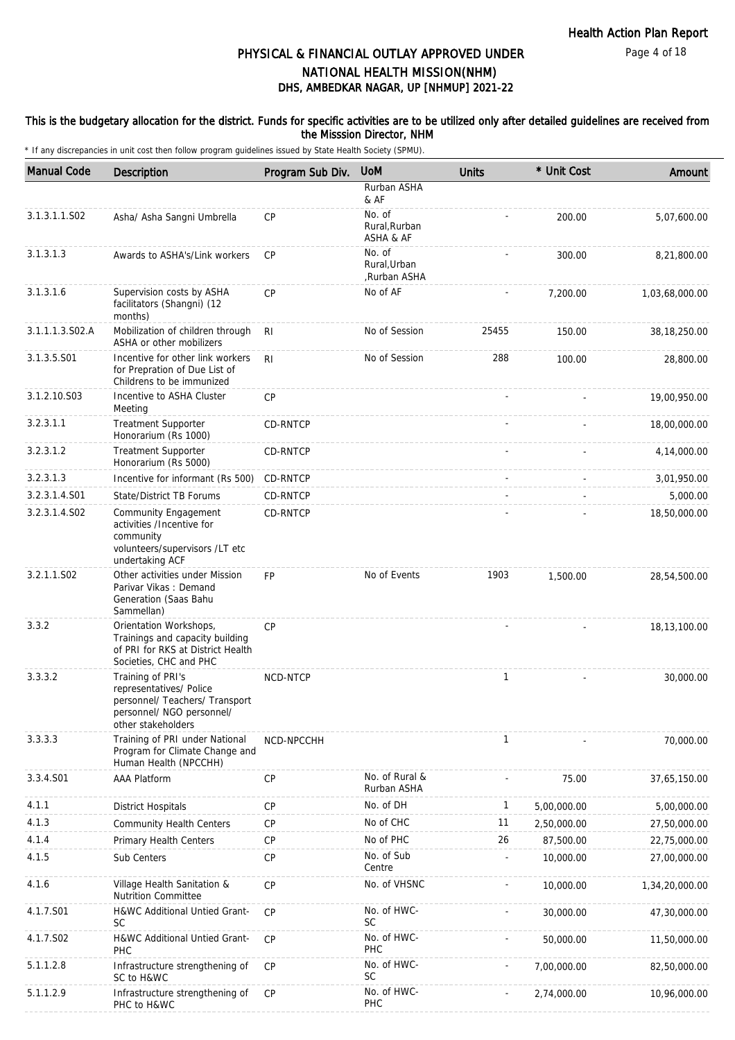# PHYSICAL & FINANCIAL OUTLAY APPROVED UNDER NATIONAL HEALTH MISSION(NHM)

## DHS, AMBEDKAR NAGAR, UP [NHMUP] 2021-22

**This is the budgetary allocation for the district. Funds for specific activities are to be utilized only after detailed guidelines are received from the Misssion Director, NHM**

\* If any discrepancies in unit cost then follow program guidelines issued by State Health Society (SPMU).

| Manual Code | Description | Program Sub Div. | UoM | Units | * Unit Cost | Amount |
|---|---|---|---|---|---|---|
| | | | Rurban ASHA & AF | | | |
| 3.1.3.1.1.S02 | Asha/ Asha Sangni Umbrella | CP | No. of Rural,Rurban ASHA & AF | - | 200.00 | 5,07,600.00 |
| 3.1.3.1.3 | Awards to ASHA's/Link workers | CP | No. of Rural,Urban ,Rurban ASHA | - | 300.00 | 8,21,800.00 |
| 3.1.3.1.6 | Supervision costs by ASHA facilitators (Shangni) (12 months) | CP | No of AF | - | 7,200.00 | 1,03,68,000.00 |
| 3.1.1.1.3.S02.A | Mobilization of children through ASHA or other mobilizers | RI | No of Session | 25455 | 150.00 | 38,18,250.00 |
| 3.1.3.5.S01 | Incentive for other link workers for Prepration of Due List of Childrens to be immunized | RI | No of Session | 288 | 100.00 | 28,800.00 |
| 3.1.2.10.S03 | Incentive to ASHA Cluster Meeting | CP | | - | - | 19,00,950.00 |
| 3.2.3.1.1 | Treatment Supporter Honorarium (Rs 1000) | CD-RNTCP | | - | - | 18,00,000.00 |
| 3.2.3.1.2 | Treatment Supporter Honorarium (Rs 5000) | CD-RNTCP | | - | - | 4,14,000.00 |
| 3.2.3.1.3 | Incentive for informant (Rs 500) | CD-RNTCP | | - | - | 3,01,950.00 |
| 3.2.3.1.4.S01 | State/District TB Forums | CD-RNTCP | | - | - | 5,000.00 |
| 3.2.3.1.4.S02 | Community Engagement activities /Incentive for community volunteers/supervisors /LT etc undertaking ACF | CD-RNTCP | | - | - | 18,50,000.00 |
| 3.2.1.1.S02 | Other activities under Mission Parivar Vikas : Demand Generation (Saas Bahu Sammellan) | FP | No of Events | 1903 | 1,500.00 | 28,54,500.00 |
| 3.3.2 | Orientation Workshops, Trainings and capacity building of PRI for RKS at District Health Societies, CHC and PHC | CP | | - | - | 18,13,100.00 |
| 3.3.3.2 | Training of PRI's representatives/ Police personnel/ Teachers/ Transport personnel/ NGO personnel/ other stakeholders | NCD-NTCP | | 1 | - | 30,000.00 |
| 3.3.3.3 | Training of PRI under National Program for Climate Change and Human Health (NPCCHH) | NCD-NPCCHH | | 1 | - | 70,000.00 |
| 3.3.4.S01 | AAA Platform | CP | No. of Rural & Rurban ASHA | - | 75.00 | 37,65,150.00 |
| 4.1.1 | District Hospitals | CP | No. of DH | 1 | 5,00,000.00 | 5,00,000.00 |
| 4.1.3 | Community Health Centers | CP | No of CHC | 11 | 2,50,000.00 | 27,50,000.00 |
| 4.1.4 | Primary Health Centers | CP | No of PHC | 26 | 87,500.00 | 22,75,000.00 |
| 4.1.5 | Sub Centers | CP | No. of Sub Centre | - | 10,000.00 | 27,00,000.00 |
| 4.1.6 | Village Health Sanitation & Nutrition Committee | CP | No. of VHSNC | - | 10,000.00 | 1,34,20,000.00 |
| 4.1.7.S01 | H&WC Additional Untied Grant-SC | CP | No. of HWC-SC | - | 30,000.00 | 47,30,000.00 |
| 4.1.7.S02 | H&WC Additional Untied Grant-PHC | CP | No. of HWC-PHC | - | 50,000.00 | 11,50,000.00 |
| 5.1.1.2.8 | Infrastructure strengthening of SC to H&WC | CP | No. of HWC-SC | - | 7,00,000.00 | 82,50,000.00 |
| 5.1.1.2.9 | Infrastructure strengthening of PHC to H&WC | CP | No. of HWC-PHC | - | 2,74,000.00 | 10,96,000.00 |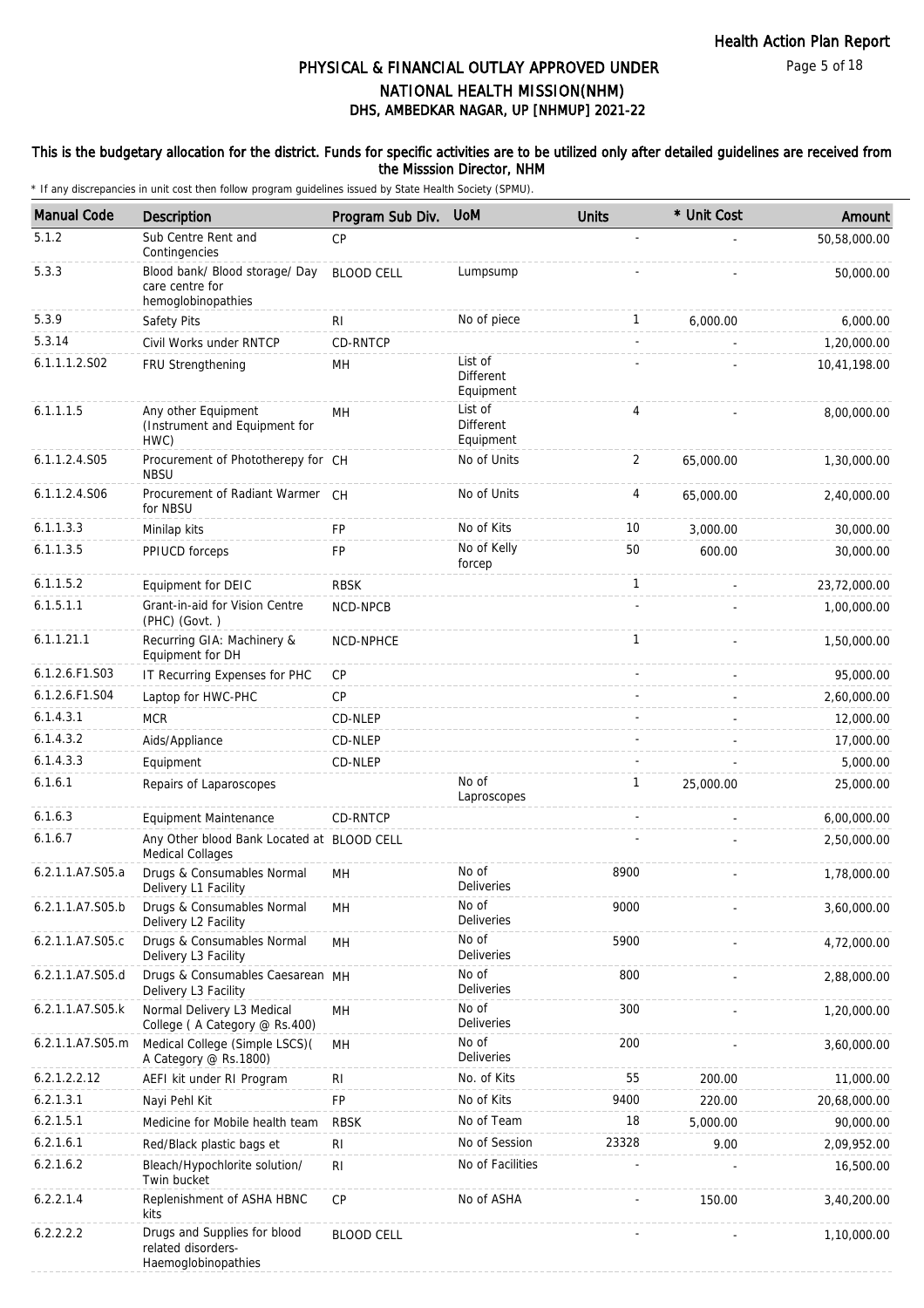# PHYSICAL & FINANCIAL OUTLAY APPROVED UNDER NATIONAL HEALTH MISSION(NHM)

## DHS, AMBEDKAR NAGAR, UP [NHMUP] 2021-22

**This is the budgetary allocation for the district. Funds for specific activities are to be utilized only after detailed guidelines are received from the Misssion Director, NHM**

\* If any discrepancies in unit cost then follow program guidelines issued by State Health Society (SPMU).

| Manual Code | Description | Program Sub Div. | UoM | Units | * Unit Cost | Amount |
|---|---|---|---|---|---|---|
| 5.1.2 | Sub Centre Rent and Contingencies | CP | | - | - | 50,58,000.00 |
| 5.3.3 | Blood bank/ Blood storage/ Day care centre for hemoglobinopathies | BLOOD CELL | Lumpsump | - | - | 50,000.00 |
| 5.3.9 | Safety Pits | RI | No of piece | 1 | 6,000.00 | 6,000.00 |
| 5.3.14 | Civil Works under RNTCP | CD-RNTCP | | - | - | 1,20,000.00 |
| 6.1.1.1.2.S02 | FRU Strengthening | MH | List of Different Equipment | - | - | 10,41,198.00 |
| 6.1.1.1.5 | Any other Equipment (Instrument and Equipment for HWC) | MH | List of Different Equipment | 4 | - | 8,00,000.00 |
| 6.1.1.2.4.S05 | Procurement of Phototherepy for NBSU | CH | No of Units | 2 | 65,000.00 | 1,30,000.00 |
| 6.1.1.2.4.S06 | Procurement of Radiant Warmer for NBSU | CH | No of Units | 4 | 65,000.00 | 2,40,000.00 |
| 6.1.1.3.3 | Minilap kits | FP | No of Kits | 10 | 3,000.00 | 30,000.00 |
| 6.1.1.3.5 | PPIUCD forceps | FP | No of Kelly forcep | 50 | 600.00 | 30,000.00 |
| 6.1.1.5.2 | Equipment for DEIC | RBSK | | 1 | - | 23,72,000.00 |
| 6.1.5.1.1 | Grant-in-aid for Vision Centre (PHC) (Govt. ) | NCD-NPCB | | - | - | 1,00,000.00 |
| 6.1.1.21.1 | Recurring GIA: Machinery & Equipment for DH | NCD-NPHCE | | 1 | - | 1,50,000.00 |
| 6.1.2.6.F1.S03 | IT Recurring Expenses for PHC | CP | | - | - | 95,000.00 |
| 6.1.2.6.F1.S04 | Laptop for HWC-PHC | CP | | - | - | 2,60,000.00 |
| 6.1.4.3.1 | MCR | CD-NLEP | | - | - | 12,000.00 |
| 6.1.4.3.2 | Aids/Appliance | CD-NLEP | | - | - | 17,000.00 |
| 6.1.4.3.3 | Equipment | CD-NLEP | | - | - | 5,000.00 |
| 6.1.6.1 | Repairs of Laparoscopes | | No of Laproscopes | 1 | 25,000.00 | 25,000.00 |
| 6.1.6.3 | Equipment Maintenance | CD-RNTCP | | - | - | 6,00,000.00 |
| 6.1.6.7 | Any Other blood Bank Located at Medical Collages | BLOOD CELL | | - | - | 2,50,000.00 |
| 6.2.1.1.A7.S05.a | Drugs & Consumables Normal Delivery L1 Facility | MH | No of Deliveries | 8900 | - | 1,78,000.00 |
| 6.2.1.1.A7.S05.b | Drugs & Consumables Normal Delivery L2 Facility | MH | No of Deliveries | 9000 | - | 3,60,000.00 |
| 6.2.1.1.A7.S05.c | Drugs & Consumables Normal Delivery L3 Facility | MH | No of Deliveries | 5900 | - | 4,72,000.00 |
| 6.2.1.1.A7.S05.d | Drugs & Consumables Caesarean Delivery L3 Facility | MH | No of Deliveries | 800 | - | 2,88,000.00 |
| 6.2.1.1.A7.S05.k | Normal Delivery L3 Medical College ( A Category @ Rs.400) | MH | No of Deliveries | 300 | - | 1,20,000.00 |
| 6.2.1.1.A7.S05.m | Medical College (Simple LSCS)( A Category @ Rs.1800) | MH | No of Deliveries | 200 | - | 3,60,000.00 |
| 6.2.1.2.2.12 | AEFI kit under RI Program | RI | No. of Kits | 55 | 200.00 | 11,000.00 |
| 6.2.1.3.1 | Nayi Pehl Kit | FP | No of Kits | 9400 | 220.00 | 20,68,000.00 |
| 6.2.1.5.1 | Medicine for Mobile health team | RBSK | No of Team | 18 | 5,000.00 | 90,000.00 |
| 6.2.1.6.1 | Red/Black plastic bags et | RI | No of Session | 23328 | 9.00 | 2,09,952.00 |
| 6.2.1.6.2 | Bleach/Hypochlorite solution/ Twin bucket | RI | No of Facilities | - | - | 16,500.00 |
| 6.2.2.1.4 | Replenishment of ASHA HBNC kits | CP | No of ASHA | - | 150.00 | 3,40,200.00 |
| 6.2.2.2.2 | Drugs and Supplies for blood related disorders-Haemoglobinopathies | BLOOD CELL | | - | - | 1,10,000.00 |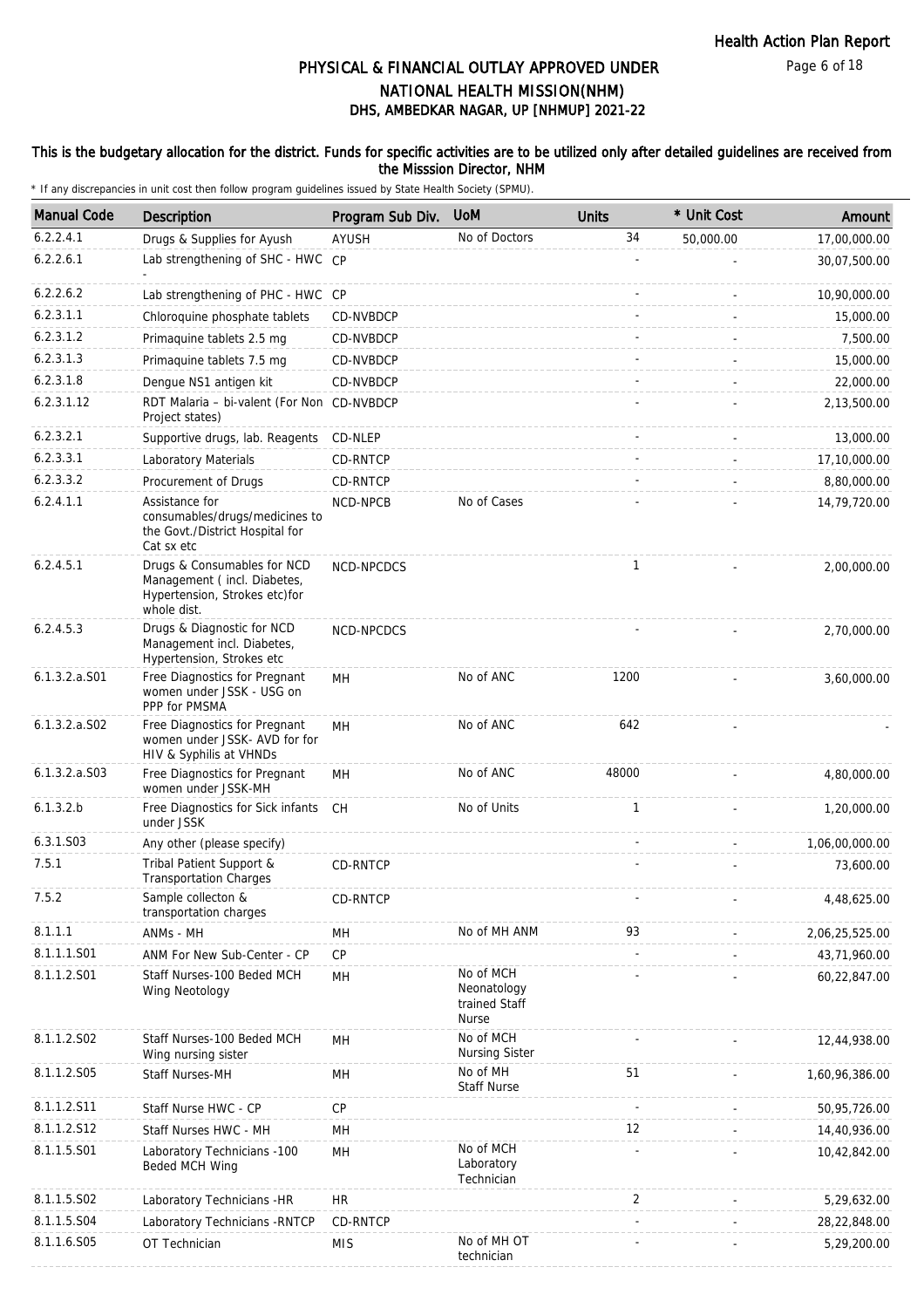# PHYSICAL & FINANCIAL OUTLAY APPROVED UNDER NATIONAL HEALTH MISSION(NHM)

## DHS, AMBEDKAR NAGAR, UP [NHMUP] 2021-22

**This is the budgetary allocation for the district. Funds for specific activities are to be utilized only after detailed guidelines are received from the Misssion Director, NHM**

\* If any discrepancies in unit cost then follow program guidelines issued by State Health Society (SPMU).

| Manual Code | Description | Program Sub Div. | UoM | Units | * Unit Cost | Amount |
|---|---|---|---|---|---|---|
| 6.2.2.4.1 | Drugs & Supplies for Ayush | AYUSH | No of Doctors | 34 | 50,000.00 | 17,00,000.00 |
| 6.2.2.6.1 | Lab strengthening of SHC - HWC - | CP | | - | - | 30,07,500.00 |
| 6.2.2.6.2 | Lab strengthening of PHC - HWC | CP | | - | - | 10,90,000.00 |
| 6.2.3.1.1 | Chloroquine phosphate tablets | CD-NVBDCP | | - | - | 15,000.00 |
| 6.2.3.1.2 | Primaquine tablets 2.5 mg | CD-NVBDCP | | - | - | 7,500.00 |
| 6.2.3.1.3 | Primaquine tablets 7.5 mg | CD-NVBDCP | | - | - | 15,000.00 |
| 6.2.3.1.8 | Dengue NS1 antigen kit | CD-NVBDCP | | - | - | 22,000.00 |
| 6.2.3.1.12 | RDT Malaria – bi-valent (For Non Project states) | CD-NVBDCP | | - | - | 2,13,500.00 |
| 6.2.3.2.1 | Supportive drugs, lab. Reagents | CD-NLEP | | - | - | 13,000.00 |
| 6.2.3.3.1 | Laboratory Materials | CD-RNTCP | | - | - | 17,10,000.00 |
| 6.2.3.3.2 | Procurement of Drugs | CD-RNTCP | | - | - | 8,80,000.00 |
| 6.2.4.1.1 | Assistance for consumables/drugs/medicines to the Govt./District Hospital for Cat sx etc | NCD-NPCB | No of Cases | - | - | 14,79,720.00 |
| 6.2.4.5.1 | Drugs & Consumables for NCD Management ( incl. Diabetes, Hypertension, Strokes etc)for whole dist. | NCD-NPCDCS | | 1 | - | 2,00,000.00 |
| 6.2.4.5.3 | Drugs & Diagnostic for NCD Management incl. Diabetes, Hypertension, Strokes etc | NCD-NPCDCS | | - | - | 2,70,000.00 |
| 6.1.3.2.a.S01 | Free Diagnostics for Pregnant women under JSSK - USG on PPP for PMSMA | MH | No of ANC | 1200 | - | 3,60,000.00 |
| 6.1.3.2.a.S02 | Free Diagnostics for Pregnant women under JSSK- AVD for for HIV & Syphilis at VHNDs | MH | No of ANC | 642 | - | - |
| 6.1.3.2.a.S03 | Free Diagnostics for Pregnant women under JSSK-MH | MH | No of ANC | 48000 | - | 4,80,000.00 |
| 6.1.3.2.b | Free Diagnostics for Sick infants under JSSK | CH | No of Units | 1 | - | 1,20,000.00 |
| 6.3.1.S03 | Any other (please specify) | | | - | - | 1,06,00,000.00 |
| 7.5.1 | Tribal Patient Support & Transportation Charges | CD-RNTCP | | - | - | 73,600.00 |
| 7.5.2 | Sample collecton & transportation charges | CD-RNTCP | | - | - | 4,48,625.00 |
| 8.1.1.1 | ANMs - MH | MH | No of MH ANM | 93 | - | 2,06,25,525.00 |
| 8.1.1.1.S01 | ANM For New Sub-Center - CP | CP | | - | - | 43,71,960.00 |
| 8.1.1.2.S01 | Staff Nurses-100 Beded MCH Wing Neotology | MH | No of MCH Neonatology trained Staff Nurse | - | - | 60,22,847.00 |
| 8.1.1.2.S02 | Staff Nurses-100 Beded MCH Wing nursing sister | MH | No of MCH Nursing Sister | - | - | 12,44,938.00 |
| 8.1.1.2.S05 | Staff Nurses-MH | MH | No of MH Staff Nurse | 51 | - | 1,60,96,386.00 |
| 8.1.1.2.S11 | Staff Nurse HWC - CP | CP | | - | - | 50,95,726.00 |
| 8.1.1.2.S12 | Staff Nurses HWC - MH | MH | | 12 | - | 14,40,936.00 |
| 8.1.1.5.S01 | Laboratory Technicians -100 Beded MCH Wing | MH | No of MCH Laboratory Technician | - | - | 10,42,842.00 |
| 8.1.1.5.S02 | Laboratory Technicians -HR | HR | | 2 | - | 5,29,632.00 |
| 8.1.1.5.S04 | Laboratory Technicians -RNTCP | CD-RNTCP | | - | - | 28,22,848.00 |
| 8.1.1.6.S05 | OT Technician | MIS | No of MH OT technician | - | - | 5,29,200.00 |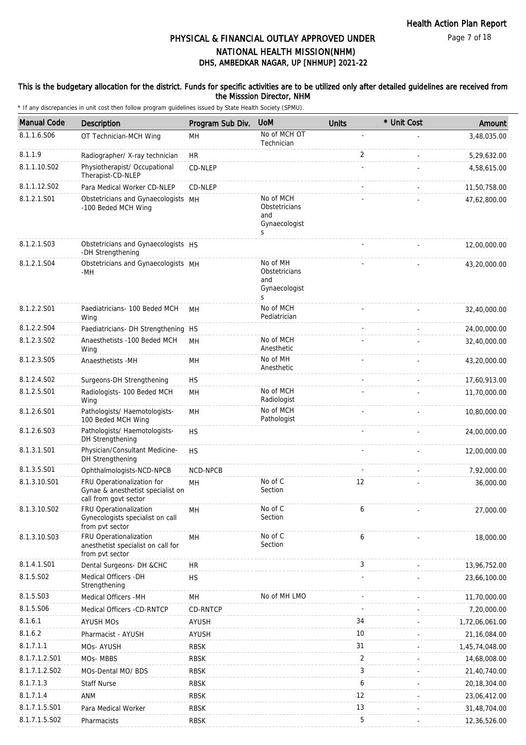# PHYSICAL & FINANCIAL OUTLAY APPROVED UNDER NATIONAL HEALTH MISSION(NHM)

## DHS, AMBEDKAR NAGAR, UP [NHMUP] 2021-22

**This is the budgetary allocation for the district. Funds for specific activities are to be utilized only after detailed guidelines are received from the Misssion Director, NHM**

\* If any discrepancies in unit cost then follow program guidelines issued by State Health Society (SPMU).

| Manual Code | Description | Program Sub Div. | UoM | Units | * Unit Cost | Amount |
|---|---|---|---|---|---|---|
| 8.1.1.6.S06 | OT Technician-MCH Wing | MH | No of MCH OT Technician | - | - | 3,48,035.00 |
| 8.1.1.9 | Radiographer/ X-ray technician | HR | | 2 | - | 5,29,632.00 |
| 8.1.1.10.S02 | Physiotherapist/ Occupational Therapist-CD-NLEP | CD-NLEP | | - | - | 4,58,615.00 |
| 8.1.1.12.S02 | Para Medical Worker CD-NLEP | CD-NLEP | | - | - | 11,50,758.00 |
| 8.1.2.1.S01 | Obstetricians and Gynaecologists -100 Beded MCH Wing | MH | No of MCH Obstetricians and Gynaecologists | - | - | 47,62,800.00 |
| 8.1.2.1.S03 | Obstetricians and Gynaecologists -DH Strengthening | HS | | - | - | 12,00,000.00 |
| 8.1.2.1.S04 | Obstetricians and Gynaecologists -MH | MH | No of MH Obstetricians and Gynaecologists | - | - | 43,20,000.00 |
| 8.1.2.2.S01 | Paediatricians- 100 Beded MCH Wing | MH | No of MCH Pediatrician | - | - | 32,40,000.00 |
| 8.1.2.2.S04 | Paediatricians- DH Strengthening | HS | | - | - | 24,00,000.00 |
| 8.1.2.3.S02 | Anaesthetists -100 Beded MCH Wing | MH | No of MCH Anesthetic | - | - | 32,40,000.00 |
| 8.1.2.3.S05 | Anaesthetists -MH | MH | No of MH Anesthetic | - | - | 43,20,000.00 |
| 8.1.2.4.S02 | Surgeons-DH Strengthening | HS | | - | - | 17,60,913.00 |
| 8.1.2.5.S01 | Radiologists- 100 Beded MCH Wing | MH | No of MCH Radiologist | - | - | 11,70,000.00 |
| 8.1.2.6.S01 | Pathologists/ Haemotologists- 100 Beded MCH Wing | MH | No of MCH Pathologist | - | - | 10,80,000.00 |
| 8.1.2.6.S03 | Pathologists/ Haemotologists- DH Strengthening | HS | | - | - | 24,00,000.00 |
| 8.1.3.1.S01 | Physician/Consultant Medicine- DH Strengthening | HS | | - | - | 12,00,000.00 |
| 8.1.3.5.S01 | Ophthalmologists-NCD-NPCB | NCD-NPCB | | - | - | 7,92,000.00 |
| 8.1.3.10.S01 | FRU Operationalization for Gynae & anesthetist specialist on call from govt sector | MH | No of C Section | 12 | - | 36,000.00 |
| 8.1.3.10.S02 | FRU Operationalization Gynecologists specialist on call from pvt sector | MH | No of C Section | 6 | - | 27,000.00 |
| 8.1.3.10.S03 | FRU Operationalization anesthetist specialist on call for from pvt sector | MH | No of C Section | 6 | - | 18,000.00 |
| 8.1.4.1.S01 | Dental Surgeons- DH &CHC | HR | | 3 | - | 13,96,752.00 |
| 8.1.5.S02 | Medical Officers -DH Strengthening | HS | | - | - | 23,66,100.00 |
| 8.1.5.S03 | Medical Officers -MH | MH | No of MH LMO | - | - | 11,70,000.00 |
| 8.1.5.S06 | Medical Officers -CD-RNTCP | CD-RNTCP | | - | - | 7,20,000.00 |
| 8.1.6.1 | AYUSH MOs | AYUSH | | 34 | - | 1,72,06,061.00 |
| 8.1.6.2 | Pharmacist - AYUSH | AYUSH | | 10 | - | 21,16,084.00 |
| 8.1.7.1.1 | MOs- AYUSH | RBSK | | 31 | - | 1,45,74,048.00 |
| 8.1.7.1.2.S01 | MOs- MBBS | RBSK | | 2 | - | 14,68,008.00 |
| 8.1.7.1.2.S02 | MOs-Dental MO/ BDS | RBSK | | 3 | - | 21,40,740.00 |
| 8.1.7.1.3 | Staff Nurse | RBSK | | 6 | - | 20,18,304.00 |
| 8.1.7.1.4 | ANM | RBSK | | 12 | - | 23,06,412.00 |
| 8.1.7.1.5.S01 | Para Medical Worker | RBSK | | 13 | - | 31,48,704.00 |
| 8.1.7.1.5.S02 | Pharmacists | RBSK | | 5 | - | 12,36,526.00 |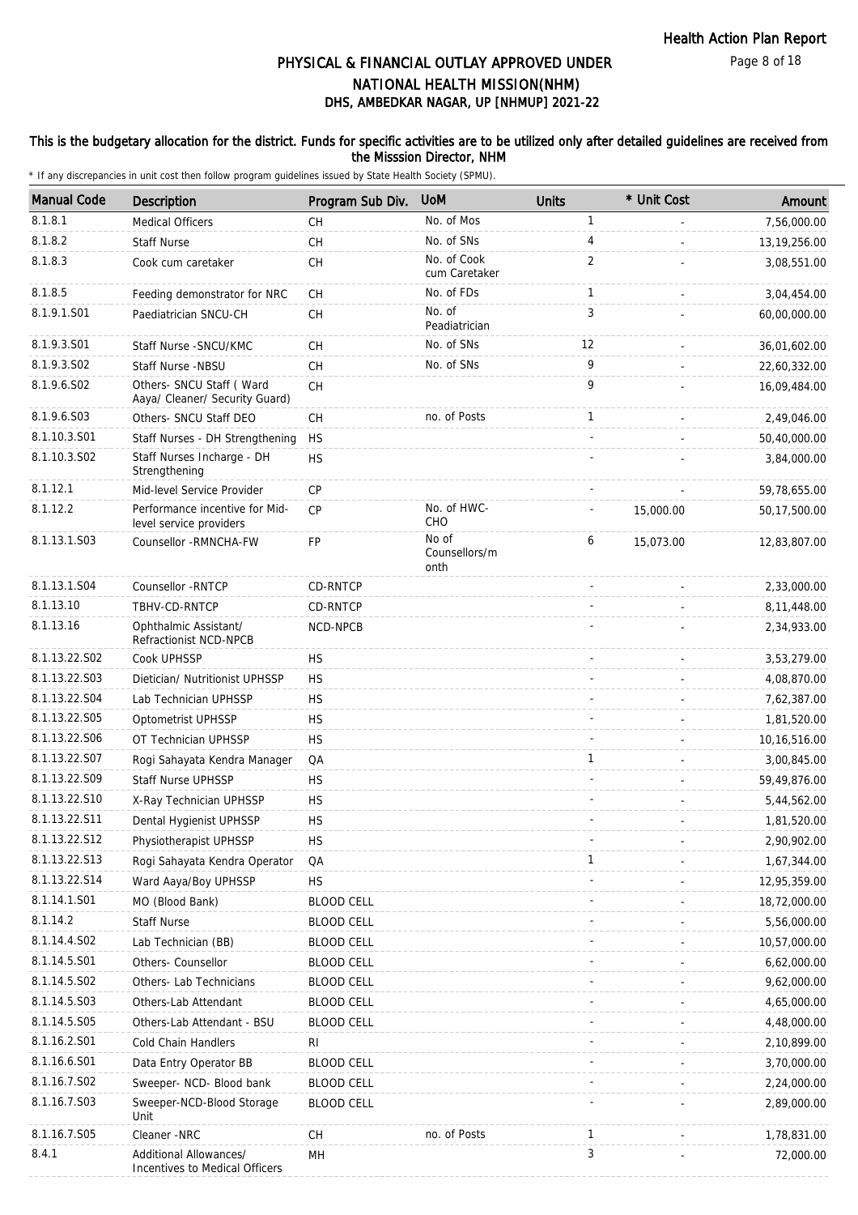# PHYSICAL & FINANCIAL OUTLAY APPROVED UNDER NATIONAL HEALTH MISSION(NHM)

## DHS, AMBEDKAR NAGAR, UP [NHMUP] 2021-22

**This is the budgetary allocation for the district. Funds for specific activities are to be utilized only after detailed guidelines are received from the Misssion Director, NHM**

\* If any discrepancies in unit cost then follow program guidelines issued by State Health Society (SPMU).

| Manual Code | Description | Program Sub Div. | UoM | Units | * Unit Cost | Amount |
|---|---|---|---|---|---|---|
| 8.1.8.1 | Medical Officers | CH | No. of Mos | 1 | - | 7,56,000.00 |
| 8.1.8.2 | Staff Nurse | CH | No. of SNs | 4 | - | 13,19,256.00 |
| 8.1.8.3 | Cook cum caretaker | CH | No. of Cook cum Caretaker | 2 | - | 3,08,551.00 |
| 8.1.8.5 | Feeding demonstrator for NRC | CH | No. of FDs | 1 | - | 3,04,454.00 |
| 8.1.9.1.S01 | Paediatrician SNCU-CH | CH | No. of Peadiatrician | 3 | - | 60,00,000.00 |
| 8.1.9.3.S01 | Staff Nurse -SNCU/KMC | CH | No. of SNs | 12 | - | 36,01,602.00 |
| 8.1.9.3.S02 | Staff Nurse -NBSU | CH | No. of SNs | 9 | - | 22,60,332.00 |
| 8.1.9.6.S02 | Others- SNCU Staff ( Ward Aaya/ Cleaner/ Security Guard) | CH | | 9 | - | 16,09,484.00 |
| 8.1.9.6.S03 | Others- SNCU Staff DEO | CH | no. of Posts | 1 | - | 2,49,046.00 |
| 8.1.10.3.S01 | Staff Nurses - DH Strengthening | HS | | - | - | 50,40,000.00 |
| 8.1.10.3.S02 | Staff Nurses Incharge - DH Strengthening | HS | | - | - | 3,84,000.00 |
| 8.1.12.1 | Mid-level Service Provider | CP | | - | - | 59,78,655.00 |
| 8.1.12.2 | Performance incentive for Mid-level service providers | CP | No. of HWC-CHO | - | 15,000.00 | 50,17,500.00 |
| 8.1.13.1.S03 | Counsellor -RMNCHA-FW | FP | No of Counsellors/month | 6 | 15,073.00 | 12,83,807.00 |
| 8.1.13.1.S04 | Counsellor -RNTCP | CD-RNTCP | | - | - | 2,33,000.00 |
| 8.1.13.10 | TBHV-CD-RNTCP | CD-RNTCP | | - | - | 8,11,448.00 |
| 8.1.13.16 | Ophthalmic Assistant/ Refractionist NCD-NPCB | NCD-NPCB | | - | - | 2,34,933.00 |
| 8.1.13.22.S02 | Cook UPHSSP | HS | | - | - | 3,53,279.00 |
| 8.1.13.22.S03 | Dietician/ Nutritionist UPHSSP | HS | | - | - | 4,08,870.00 |
| 8.1.13.22.S04 | Lab Technician UPHSSP | HS | | - | - | 7,62,387.00 |
| 8.1.13.22.S05 | Optometrist UPHSSP | HS | | - | - | 1,81,520.00 |
| 8.1.13.22.S06 | OT Technician UPHSSP | HS | | - | - | 10,16,516.00 |
| 8.1.13.22.S07 | Rogi Sahayata Kendra Manager | QA | | 1 | - | 3,00,845.00 |
| 8.1.13.22.S09 | Staff Nurse UPHSSP | HS | | - | - | 59,49,876.00 |
| 8.1.13.22.S10 | X-Ray Technician UPHSSP | HS | | - | - | 5,44,562.00 |
| 8.1.13.22.S11 | Dental Hygienist UPHSSP | HS | | - | - | 1,81,520.00 |
| 8.1.13.22.S12 | Physiotherapist UPHSSP | HS | | - | - | 2,90,902.00 |
| 8.1.13.22.S13 | Rogi Sahayata Kendra Operator | QA | | 1 | - | 1,67,344.00 |
| 8.1.13.22.S14 | Ward Aaya/Boy UPHSSP | HS | | - | - | 12,95,359.00 |
| 8.1.14.1.S01 | MO (Blood Bank) | BLOOD CELL | | - | - | 18,72,000.00 |
| 8.1.14.2 | Staff Nurse | BLOOD CELL | | - | - | 5,56,000.00 |
| 8.1.14.4.S02 | Lab Technician (BB) | BLOOD CELL | | - | - | 10,57,000.00 |
| 8.1.14.5.S01 | Others- Counsellor | BLOOD CELL | | - | - | 6,62,000.00 |
| 8.1.14.5.S02 | Others- Lab Technicians | BLOOD CELL | | - | - | 9,62,000.00 |
| 8.1.14.5.S03 | Others-Lab Attendant | BLOOD CELL | | - | - | 4,65,000.00 |
| 8.1.14.5.S05 | Others-Lab Attendant - BSU | BLOOD CELL | | - | - | 4,48,000.00 |
| 8.1.16.2.S01 | Cold Chain Handlers | RI | | - | - | 2,10,899.00 |
| 8.1.16.6.S01 | Data Entry Operator BB | BLOOD CELL | | - | - | 3,70,000.00 |
| 8.1.16.7.S02 | Sweeper- NCD- Blood bank | BLOOD CELL | | - | - | 2,24,000.00 |
| 8.1.16.7.S03 | Sweeper-NCD-Blood Storage Unit | BLOOD CELL | | - | - | 2,89,000.00 |
| 8.1.16.7.S05 | Cleaner -NRC | CH | no. of Posts | 1 | - | 1,78,831.00 |
| 8.4.1 | Additional Allowances/ Incentives to Medical Officers | MH | | 3 | - | 72,000.00 |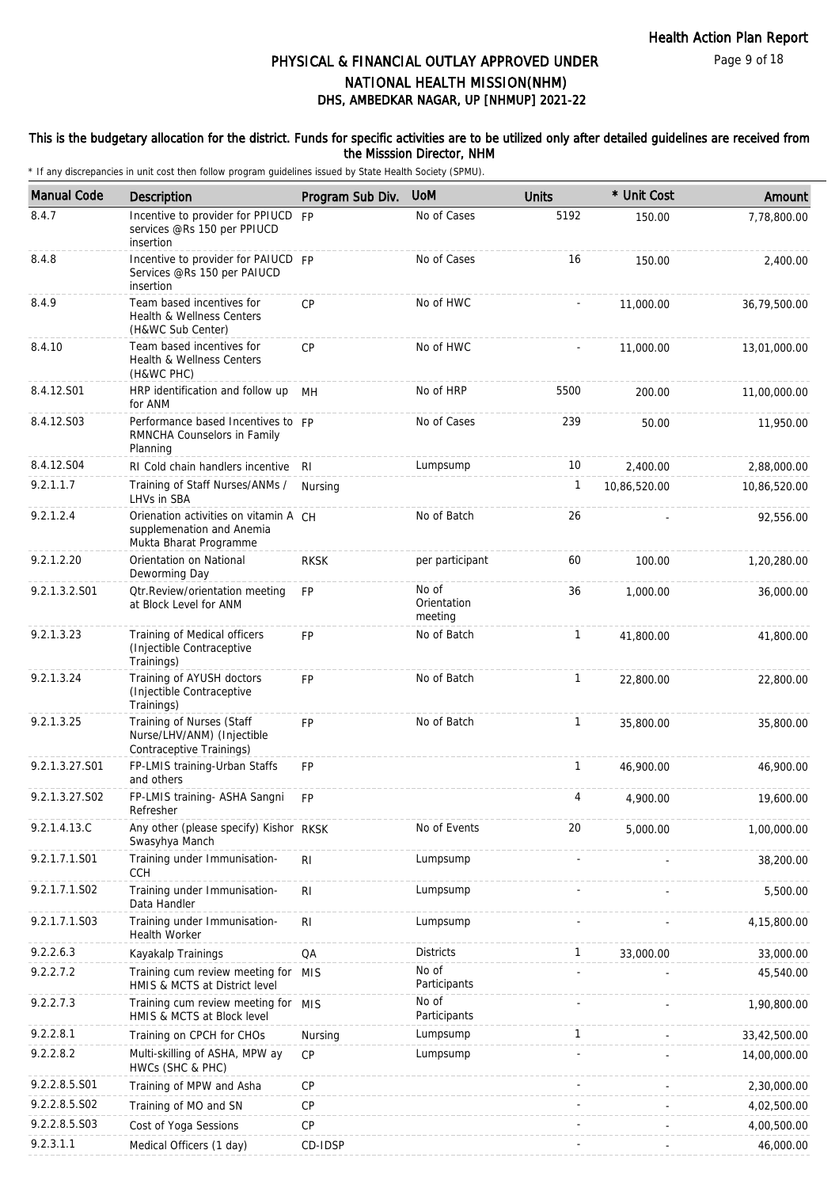# PHYSICAL & FINANCIAL OUTLAY APPROVED UNDER NATIONAL HEALTH MISSION(NHM)

## DHS, AMBEDKAR NAGAR, UP [NHMUP] 2021-22

**This is the budgetary allocation for the district. Funds for specific activities are to be utilized only after detailed guidelines are received from the Misssion Director, NHM**

\* If any discrepancies in unit cost then follow program guidelines issued by State Health Society (SPMU).

| Manual Code | Description | Program Sub Div. | UoM | Units | * Unit Cost | Amount |
|---|---|---|---|---|---|---|
| 8.4.7 | Incentive to provider for PPIUCD services @Rs 150 per PPIUCD insertion | FP | No of Cases | 5192 | 150.00 | 7,78,800.00 |
| 8.4.8 | Incentive to provider for PAIUCD Services @Rs 150 per PAIUCD insertion | FP | No of Cases | 16 | 150.00 | 2,400.00 |
| 8.4.9 | Team based incentives for Health & Wellness Centers (H&WC Sub Center) | CP | No of HWC | - | 11,000.00 | 36,79,500.00 |
| 8.4.10 | Team based incentives for Health & Wellness Centers (H&WC PHC) | CP | No of HWC | - | 11,000.00 | 13,01,000.00 |
| 8.4.12.S01 | HRP identification and follow up for ANM | MH | No of HRP | 5500 | 200.00 | 11,00,000.00 |
| 8.4.12.S03 | Performance based Incentives to RMNCHA Counselors in Family Planning | FP | No of Cases | 239 | 50.00 | 11,950.00 |
| 8.4.12.S04 | RI Cold chain handlers incentive | RI | Lumpsump | 10 | 2,400.00 | 2,88,000.00 |
| 9.2.1.1.7 | Training of Staff Nurses/ANMs / LHVs in SBA | Nursing | | 1 | 10,86,520.00 | 10,86,520.00 |
| 9.2.1.2.4 | Orienation activities on vitamin A supplemenation and Anemia Mukta Bharat Programme | CH | No of Batch | 26 | - | 92,556.00 |
| 9.2.1.2.20 | Orientation on National Deworming Day | RKSK | per participant | 60 | 100.00 | 1,20,280.00 |
| 9.2.1.3.2.S01 | Qtr.Review/orientation meeting at Block Level for ANM | FP | No of Orientation meeting | 36 | 1,000.00 | 36,000.00 |
| 9.2.1.3.23 | Training of Medical officers (Injectible Contraceptive Trainings) | FP | No of Batch | 1 | 41,800.00 | 41,800.00 |
| 9.2.1.3.24 | Training of AYUSH doctors (Injectible Contraceptive Trainings) | FP | No of Batch | 1 | 22,800.00 | 22,800.00 |
| 9.2.1.3.25 | Training of Nurses (Staff Nurse/LHV/ANM) (Injectible Contraceptive Trainings) | FP | No of Batch | 1 | 35,800.00 | 35,800.00 |
| 9.2.1.3.27.S01 | FP-LMIS training-Urban Staffs and others | FP | | 1 | 46,900.00 | 46,900.00 |
| 9.2.1.3.27.S02 | FP-LMIS training- ASHA Sangni Refresher | FP | | 4 | 4,900.00 | 19,600.00 |
| 9.2.1.4.13.C | Any other (please specify) Kishor Swasyhya Manch | RKSK | No of Events | 20 | 5,000.00 | 1,00,000.00 |
| 9.2.1.7.1.S01 | Training under Immunisation-CCH | RI | Lumpsump | - | - | 38,200.00 |
| 9.2.1.7.1.S02 | Training under Immunisation-Data Handler | RI | Lumpsump | - | - | 5,500.00 |
| 9.2.1.7.1.S03 | Training under Immunisation-Health Worker | RI | Lumpsump | - | - | 4,15,800.00 |
| 9.2.2.6.3 | Kayakalp Trainings | QA | Districts | 1 | 33,000.00 | 33,000.00 |
| 9.2.2.7.2 | Training cum review meeting for HMIS & MCTS at District level | MIS | No of Participants | - | - | 45,540.00 |
| 9.2.2.7.3 | Training cum review meeting for HMIS & MCTS at Block level | MIS | No of Participants | - | - | 1,90,800.00 |
| 9.2.2.8.1 | Training on CPCH for CHOs | Nursing | Lumpsump | 1 | - | 33,42,500.00 |
| 9.2.2.8.2 | Multi-skilling of ASHA, MPW ay HWCs (SHC & PHC) | CP | Lumpsump | - | - | 14,00,000.00 |
| 9.2.2.8.5.S01 | Training of MPW and Asha | CP | | - | - | 2,30,000.00 |
| 9.2.2.8.5.S02 | Training of MO and SN | CP | | - | - | 4,02,500.00 |
| 9.2.2.8.5.S03 | Cost of Yoga Sessions | CP | | - | - | 4,00,500.00 |
| 9.2.3.1.1 | Medical Officers (1 day) | CD-IDSP | | - | - | 46,000.00 |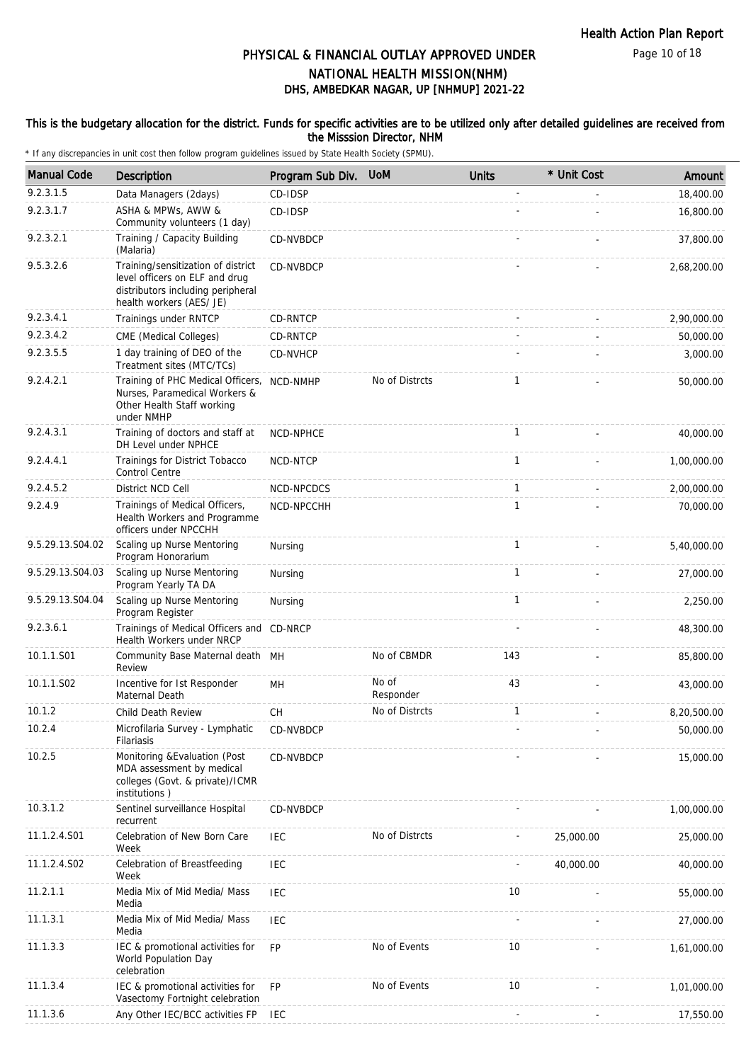# PHYSICAL & FINANCIAL OUTLAY APPROVED UNDER NATIONAL HEALTH MISSION(NHM)

## DHS, AMBEDKAR NAGAR, UP [NHMUP] 2021-22

### This is the budgetary allocation for the district. Funds for specific activities are to be utilized only after detailed guidelines are received from the Misssion Director, NHM

\* If any discrepancies in unit cost then follow program guidelines issued by State Health Society (SPMU).

| Manual Code | Description | Program Sub Div. | UoM | Units | * Unit Cost | Amount |
|---|---|---|---|---|---|---|
| 9.2.3.1.5 | Data Managers (2days) | CD-IDSP | | - | - | 18,400.00 |
| 9.2.3.1.7 | ASHA & MPWs, AWW & Community volunteers (1 day) | CD-IDSP | | - | - | 16,800.00 |
| 9.2.3.2.1 | Training / Capacity Building (Malaria) | CD-NVBDCP | | - | - | 37,800.00 |
| 9.5.3.2.6 | Training/sensitization of district level officers on ELF and drug distributors including peripheral health workers (AES/ JE) | CD-NVBDCP | | - | - | 2,68,200.00 |
| 9.2.3.4.1 | Trainings under RNTCP | CD-RNTCP | | - | - | 2,90,000.00 |
| 9.2.3.4.2 | CME (Medical Colleges) | CD-RNTCP | | - | - | 50,000.00 |
| 9.2.3.5.5 | 1 day training of DEO of the Treatment sites (MTC/TCs) | CD-NVHCP | | - | - | 3,000.00 |
| 9.2.4.2.1 | Training of PHC Medical Officers, Nurses, Paramedical Workers & Other Health Staff working under NMHP | NCD-NMHP | No of Distrcts | 1 | - | 50,000.00 |
| 9.2.4.3.1 | Training of doctors and staff at DH Level under NPHCE | NCD-NPHCE | | 1 | - | 40,000.00 |
| 9.2.4.4.1 | Trainings for District Tobacco Control Centre | NCD-NTCP | | 1 | - | 1,00,000.00 |
| 9.2.4.5.2 | District NCD Cell | NCD-NPCDCS | | 1 | - | 2,00,000.00 |
| 9.2.4.9 | Trainings of Medical Officers, Health Workers and Programme officers under NPCCHH | NCD-NPCCHH | | 1 | - | 70,000.00 |
| 9.5.29.13.S04.02 | Scaling up Nurse Mentoring Program Honorarium | Nursing | | 1 | - | 5,40,000.00 |
| 9.5.29.13.S04.03 | Scaling up Nurse Mentoring Program Yearly TA DA | Nursing | | 1 | - | 27,000.00 |
| 9.5.29.13.S04.04 | Scaling up Nurse Mentoring Program Register | Nursing | | 1 | - | 2,250.00 |
| 9.2.3.6.1 | Trainings of Medical Officers and Health Workers under NRCP | CD-NRCP | | - | - | 48,300.00 |
| 10.1.1.S01 | Community Base Maternal death Review | MH | No of CBMDR | 143 | - | 85,800.00 |
| 10.1.1.S02 | Incentive for Ist Responder Maternal Death | MH | No of Responder | 43 | - | 43,000.00 |
| 10.1.2 | Child Death Review | CH | No of Distrcts | 1 | - | 8,20,500.00 |
| 10.2.4 | Microfilaria Survey - Lymphatic Filariasis | CD-NVBDCP | | - | - | 50,000.00 |
| 10.2.5 | Monitoring &Evaluation (Post MDA assessment by medical colleges (Govt. & private)/ICMR institutions ) | CD-NVBDCP | | - | - | 15,000.00 |
| 10.3.1.2 | Sentinel surveillance Hospital recurrent | CD-NVBDCP | | - | - | 1,00,000.00 |
| 11.1.2.4.S01 | Celebration of New Born Care Week | IEC | No of Distrcts | - | 25,000.00 | 25,000.00 |
| 11.1.2.4.S02 | Celebration of Breastfeeding Week | IEC | | - | 40,000.00 | 40,000.00 |
| 11.2.1.1 | Media Mix of Mid Media/ Mass Media | IEC | | 10 | - | 55,000.00 |
| 11.1.3.1 | Media Mix of Mid Media/ Mass Media | IEC | | - | - | 27,000.00 |
| 11.1.3.3 | IEC & promotional activities for World Population Day celebration | FP | No of Events | 10 | - | 1,61,000.00 |
| 11.1.3.4 | IEC & promotional activities for Vasectomy Fortnight celebration | FP | No of Events | 10 | - | 1,01,000.00 |
| 11.1.3.6 | Any Other IEC/BCC activities FP | IEC | | - | - | 17,550.00 |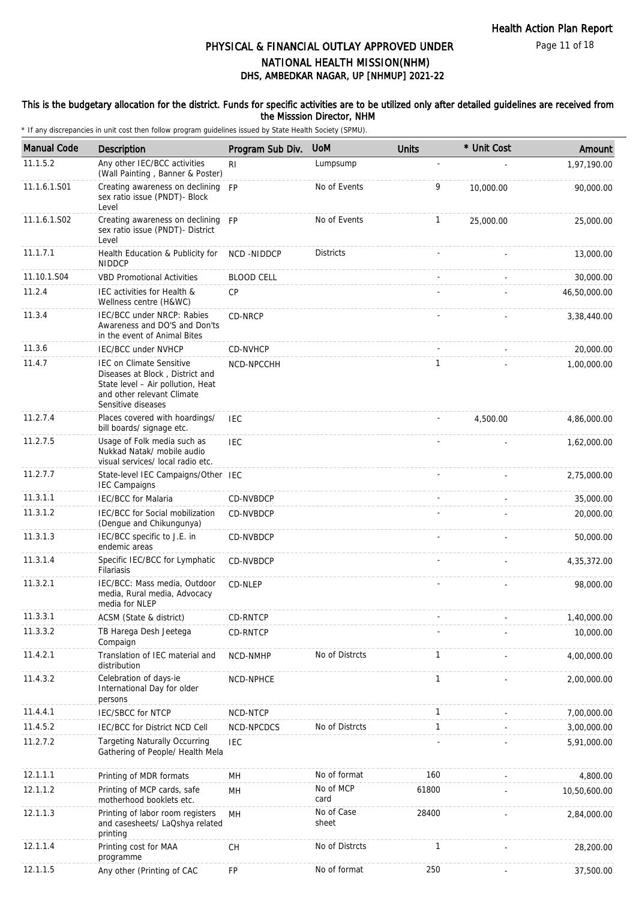# PHYSICAL & FINANCIAL OUTLAY APPROVED UNDER NATIONAL HEALTH MISSION(NHM)

## DHS, AMBEDKAR NAGAR, UP [NHMUP] 2021-22

### This is the budgetary allocation for the district. Funds for specific activities are to be utilized only after detailed guidelines are received from the Misssion Director, NHM

\* If any discrepancies in unit cost then follow program guidelines issued by State Health Society (SPMU).

| Manual Code | Description | Program Sub Div. | UoM | Units | * Unit Cost | Amount |
|---|---|---|---|---|---|---|
| 11.1.5.2 | Any other IEC/BCC activities (Wall Painting , Banner & Poster) | RI | Lumpsump | - | - | 1,97,190.00 |
| 11.1.6.1.S01 | Creating awareness on declining sex ratio issue (PNDT)- Block Level | FP | No of Events | 9 | 10,000.00 | 90,000.00 |
| 11.1.6.1.S02 | Creating awareness on declining sex ratio issue (PNDT)- District Level | FP | No of Events | 1 | 25,000.00 | 25,000.00 |
| 11.1.7.1 | Health Education & Publicity for NIDDCP | NCD -NIDDCP | Districts | - | - | 13,000.00 |
| 11.10.1.S04 | VBD Promotional Activities | BLOOD CELL | | - | - | 30,000.00 |
| 11.2.4 | IEC activities for Health & Wellness centre (H&WC) | CP | | - | - | 46,50,000.00 |
| 11.3.4 | IEC/BCC under NRCP: Rabies Awareness and DO'S and Don'ts in the event of Animal Bites | CD-NRCP | | - | - | 3,38,440.00 |
| 11.3.6 | IEC/BCC under NVHCP | CD-NVHCP | | - | - | 20,000.00 |
| 11.4.7 | IEC on Climate Sensitive Diseases at Block , District and State level – Air pollution, Heat and other relevant Climate Sensitive diseases | NCD-NPCCHH | | 1 | - | 1,00,000.00 |
| 11.2.7.4 | Places covered with hoardings/ bill boards/ signage etc. | IEC | | - | 4,500.00 | 4,86,000.00 |
| 11.2.7.5 | Usage of Folk media such as Nukkad Natak/ mobile audio visual services/ local radio etc. | IEC | | - | - | 1,62,000.00 |
| 11.2.7.7 | State-level IEC Campaigns/Other IEC Campaigns | IEC | | - | - | 2,75,000.00 |
| 11.3.1.1 | IEC/BCC for Malaria | CD-NVBDCP | | - | - | 35,000.00 |
| 11.3.1.2 | IEC/BCC for Social mobilization (Dengue and Chikungunya) | CD-NVBDCP | | - | - | 20,000.00 |
| 11.3.1.3 | IEC/BCC specific to J.E. in endemic areas | CD-NVBDCP | | - | - | 50,000.00 |
| 11.3.1.4 | Specific IEC/BCC for Lymphatic Filariasis | CD-NVBDCP | | - | - | 4,35,372.00 |
| 11.3.2.1 | IEC/BCC: Mass media, Outdoor media, Rural media, Advocacy media for NLEP | CD-NLEP | | - | - | 98,000.00 |
| 11.3.3.1 | ACSM (State & district) | CD-RNTCP | | - | - | 1,40,000.00 |
| 11.3.3.2 | TB Harega Desh Jeetega Compaign | CD-RNTCP | | - | - | 10,000.00 |
| 11.4.2.1 | Translation of IEC material and distribution | NCD-NMHP | No of Distrcts | 1 | - | 4,00,000.00 |
| 11.4.3.2 | Celebration of days-ie International Day for older persons | NCD-NPHCE | | 1 | - | 2,00,000.00 |
| 11.4.4.1 | IEC/SBCC for NTCP | NCD-NTCP | | 1 | - | 7,00,000.00 |
| 11.4.5.2 | IEC/BCC for District NCD Cell | NCD-NPCDCS | No of Distrcts | 1 | - | 3,00,000.00 |
| 11.2.7.2 | Targeting Naturally Occurring Gathering of People/ Health Mela | IEC | | - | - | 5,91,000.00 |
| 12.1.1.1 | Printing of MDR formats | MH | No of format | 160 | - | 4,800.00 |
| 12.1.1.2 | Printing of MCP cards, safe motherhood booklets etc. | MH | No of MCP card | 61800 | - | 10,50,600.00 |
| 12.1.1.3 | Printing of labor room registers and casesheets/ LaQshya related printing | MH | No of Case sheet | 28400 | - | 2,84,000.00 |
| 12.1.1.4 | Printing cost for MAA programme | CH | No of Distrcts | 1 | - | 28,200.00 |
| 12.1.1.5 | Any other (Printing of CAC | FP | No of format | 250 | - | 37,500.00 |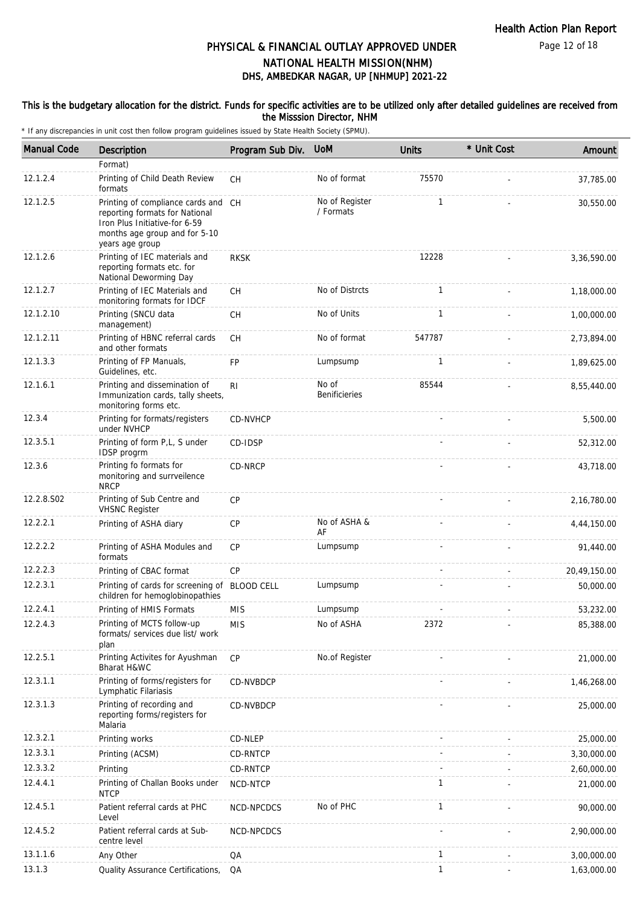# PHYSICAL & FINANCIAL OUTLAY APPROVED UNDER NATIONAL HEALTH MISSION(NHM)
## DHS, AMBEDKAR NAGAR, UP [NHMUP] 2021-22

This is the budgetary allocation for the district. Funds for specific activities are to be utilized only after detailed guidelines are received from the Misssion Director, NHM

* If any discrepancies in unit cost then follow program guidelines issued by State Health Society (SPMU).

| Manual Code | Description | Program Sub Div. | UoM | Units | * Unit Cost | Amount |
|---|---|---|---|---|---|---|
| | Format) | | | | | |
| 12.1.2.4 | Printing of Child Death Review formats | CH | No of format | 75570 | - | 37,785.00 |
| 12.1.2.5 | Printing of compliance cards and reporting formats for National Iron Plus Initiative-for 6-59 months age group and for 5-10 years age group | CH | No of Register / Formats | 1 | - | 30,550.00 |
| 12.1.2.6 | Printing of IEC materials and reporting formats etc. for National Deworming Day | RKSK | | 12228 | - | 3,36,590.00 |
| 12.1.2.7 | Printing of IEC Materials and monitoring formats for IDCF | CH | No of Distrcts | 1 | - | 1,18,000.00 |
| 12.1.2.10 | Printing (SNCU data management) | CH | No of Units | 1 | - | 1,00,000.00 |
| 12.1.2.11 | Printing of HBNC referral cards and other formats | CH | No of format | 547787 | - | 2,73,894.00 |
| 12.1.3.3 | Printing of FP Manuals, Guidelines, etc. | FP | Lumpsump | 1 | - | 1,89,625.00 |
| 12.1.6.1 | Printing and dissemination of Immunization cards, tally sheets, monitoring forms etc. | RI | No of Benificieries | 85544 | - | 8,55,440.00 |
| 12.3.4 | Printing for formats/registers under NVHCP | CD-NVHCP | | - | - | 5,500.00 |
| 12.3.5.1 | Printing of form P,L, S under IDSP progrm | CD-IDSP | | - | - | 52,312.00 |
| 12.3.6 | Printing fo formats for monitoring and surrveilence NRCP | CD-NRCP | | - | - | 43,718.00 |
| 12.2.8.S02 | Printing of Sub Centre and VHSNC Register | CP | | - | - | 2,16,780.00 |
| 12.2.2.1 | Printing of ASHA diary | CP | No of ASHA & AF | - | - | 4,44,150.00 |
| 12.2.2.2 | Printing of ASHA Modules and formats | CP | Lumpsump | - | - | 91,440.00 |
| 12.2.2.3 | Printing of CBAC format | CP | | - | - | 20,49,150.00 |
| 12.2.3.1 | Printing of cards for screening of children for hemoglobinopathies | BLOOD CELL | Lumpsump | - | - | 50,000.00 |
| 12.2.4.1 | Printing of HMIS Formats | MIS | Lumpsump | - | - | 53,232.00 |
| 12.2.4.3 | Printing of MCTS follow-up formats/ services due list/ work plan | MIS | No of ASHA | 2372 | - | 85,388.00 |
| 12.2.5.1 | Printing Activites for Ayushman Bharat H&WC | CP | No.of Register | - | - | 21,000.00 |
| 12.3.1.1 | Printing of forms/registers for Lymphatic Filariasis | CD-NVBDCP | | - | - | 1,46,268.00 |
| 12.3.1.3 | Printing of recording and reporting forms/registers for Malaria | CD-NVBDCP | | - | - | 25,000.00 |
| 12.3.2.1 | Printing works | CD-NLEP | | - | - | 25,000.00 |
| 12.3.3.1 | Printing (ACSM) | CD-RNTCP | | - | - | 3,30,000.00 |
| 12.3.3.2 | Printing | CD-RNTCP | | - | - | 2,60,000.00 |
| 12.4.4.1 | Printing of Challan Books under NTCP | NCD-NTCP | | 1 | - | 21,000.00 |
| 12.4.5.1 | Patient referral cards at PHC Level | NCD-NPCDCS | No of PHC | 1 | - | 90,000.00 |
| 12.4.5.2 | Patient referral cards at Sub-centre level | NCD-NPCDCS | | - | - | 2,90,000.00 |
| 13.1.1.6 | Any Other | QA | | 1 | - | 3,00,000.00 |
| 13.1.3 | Quality Assurance Certifications, | QA | | 1 | - | 1,63,000.00 |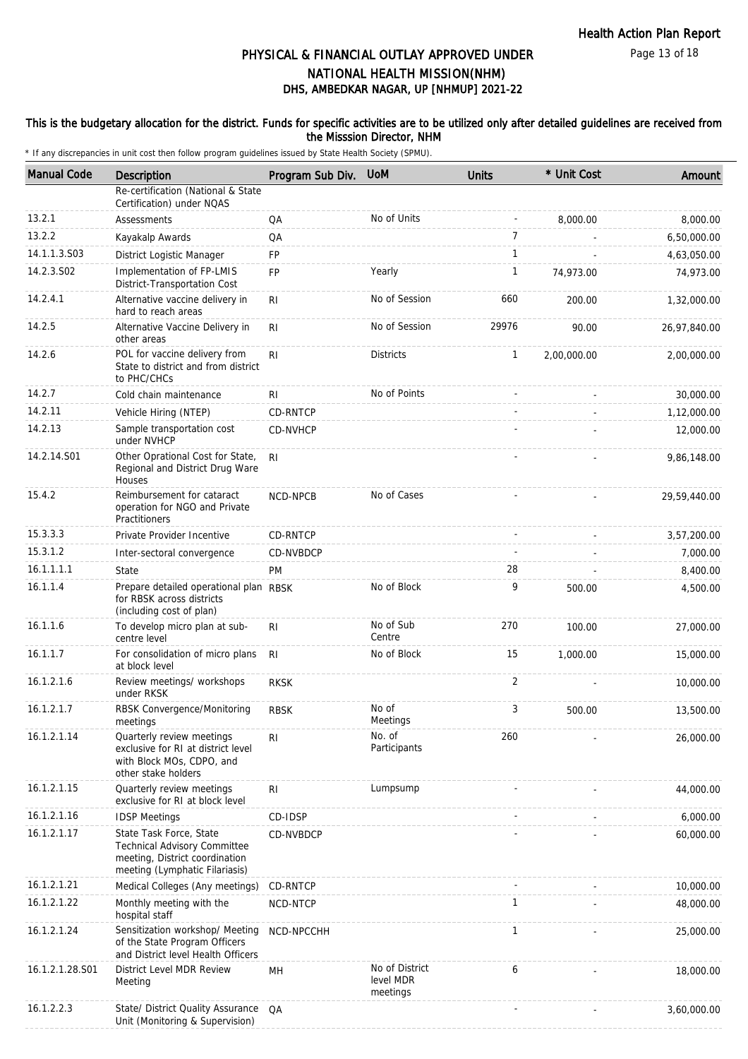# PHYSICAL & FINANCIAL OUTLAY APPROVED UNDER NATIONAL HEALTH MISSION(NHM)
## DHS, AMBEDKAR NAGAR, UP [NHMUP] 2021-22

**This is the budgetary allocation for the district. Funds for specific activities are to be utilized only after detailed guidelines are received from the Misssion Director, NHM**

\* If any discrepancies in unit cost then follow program guidelines issued by State Health Society (SPMU).

| Manual Code | Description | Program Sub Div. | UoM | Units | * Unit Cost | Amount |
|---|---|---|---|---|---|---|
| | Re-certification (National & State Certification) under NQAS | | | | | |
| 13.2.1 | Assessments | QA | No of Units | - | 8,000.00 | 8,000.00 |
| 13.2.2 | Kayakalp Awards | QA | | 7 | - | 6,50,000.00 |
| 14.1.1.3.S03 | District Logistic Manager | FP | | 1 | - | 4,63,050.00 |
| 14.2.3.S02 | Implementation of FP-LMIS District-Transportation Cost | FP | Yearly | 1 | 74,973.00 | 74,973.00 |
| 14.2.4.1 | Alternative vaccine delivery in hard to reach areas | RI | No of Session | 660 | 200.00 | 1,32,000.00 |
| 14.2.5 | Alternative Vaccine Delivery in other areas | RI | No of Session | 29976 | 90.00 | 26,97,840.00 |
| 14.2.6 | POL for vaccine delivery from State to district and from district to PHC/CHCs | RI | Districts | 1 | 2,00,000.00 | 2,00,000.00 |
| 14.2.7 | Cold chain maintenance | RI | No of Points | - | - | 30,000.00 |
| 14.2.11 | Vehicle Hiring (NTEP) | CD-RNTCP | | - | - | 1,12,000.00 |
| 14.2.13 | Sample transportation cost under NVHCP | CD-NVHCP | | - | - | 12,000.00 |
| 14.2.14.S01 | Other Oprational Cost for State, Regional and District Drug Ware Houses | RI | | - | - | 9,86,148.00 |
| 15.4.2 | Reimbursement for cataract operation for NGO and Private Practitioners | NCD-NPCB | No of Cases | - | - | 29,59,440.00 |
| 15.3.3.3 | Private Provider Incentive | CD-RNTCP | | - | - | 3,57,200.00 |
| 15.3.1.2 | Inter-sectoral convergence | CD-NVBDCP | | - | - | 7,000.00 |
| 16.1.1.1.1 | State | PM | | 28 | - | 8,400.00 |
| 16.1.1.4 | Prepare detailed operational plan for RBSK across districts (including cost of plan) | RBSK | No of Block | 9 | 500.00 | 4,500.00 |
| 16.1.1.6 | To develop micro plan at sub-centre level | RI | No of Sub Centre | 270 | 100.00 | 27,000.00 |
| 16.1.1.7 | For consolidation of micro plans at block level | RI | No of Block | 15 | 1,000.00 | 15,000.00 |
| 16.1.2.1.6 | Review meetings/ workshops under RKSK | RKSK | | 2 | - | 10,000.00 |
| 16.1.2.1.7 | RBSK Convergence/Monitoring meetings | RBSK | No of Meetings | 3 | 500.00 | 13,500.00 |
| 16.1.2.1.14 | Quarterly review meetings exclusive for RI at district level with Block MOs, CDPO, and other stake holders | RI | No. of Participants | 260 | - | 26,000.00 |
| 16.1.2.1.15 | Quarterly review meetings exclusive for RI at block level | RI | Lumpsump | - | - | 44,000.00 |
| 16.1.2.1.16 | IDSP Meetings | CD-IDSP | | - | - | 6,000.00 |
| 16.1.2.1.17 | State Task Force, State Technical Advisory Committee meeting, District coordination meeting (Lymphatic Filariasis) | CD-NVBDCP | | - | - | 60,000.00 |
| 16.1.2.1.21 | Medical Colleges (Any meetings) | CD-RNTCP | | - | - | 10,000.00 |
| 16.1.2.1.22 | Monthly meeting with the hospital staff | NCD-NTCP | | 1 | - | 48,000.00 |
| 16.1.2.1.24 | Sensitization workshop/ Meeting of the State Program Officers and District level Health Officers | NCD-NPCCHH | | 1 | - | 25,000.00 |
| 16.1.2.1.28.S01 | District Level MDR Review Meeting | MH | No of District level MDR meetings | 6 | - | 18,000.00 |
| 16.1.2.2.3 | State/ District Quality Assurance Unit (Monitoring & Supervision) | QA | | - | - | 3,60,000.00 |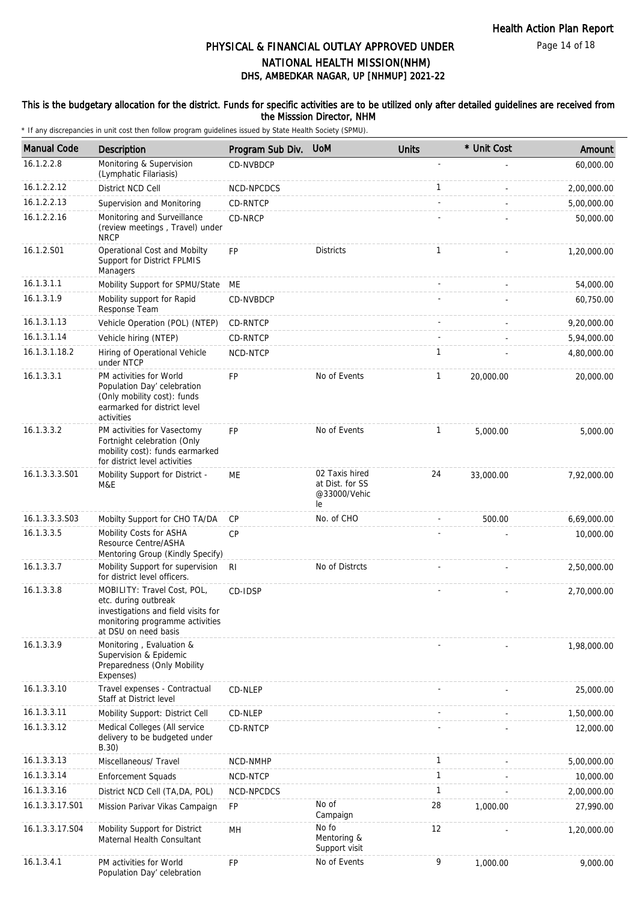# PHYSICAL & FINANCIAL OUTLAY APPROVED UNDER NATIONAL HEALTH MISSION(NHM)
## DHS, AMBEDKAR NAGAR, UP [NHMUP] 2021-22

**This is the budgetary allocation for the district. Funds for specific activities are to be utilized only after detailed guidelines are received from the Misssion Director, NHM**

\* If any discrepancies in unit cost then follow program guidelines issued by State Health Society (SPMU).

| Manual Code | Description | Program Sub Div. | UoM | Units | * Unit Cost | Amount |
|---|---|---|---|---|---|---|
| 16.1.2.2.8 | Monitoring & Supervision (Lymphatic Filariasis) | CD-NVBDCP | | - | - | 60,000.00 |
| 16.1.2.2.12 | District NCD Cell | NCD-NPCDCS | | 1 | - | 2,00,000.00 |
| 16.1.2.2.13 | Supervision and Monitoring | CD-RNTCP | | - | - | 5,00,000.00 |
| 16.1.2.2.16 | Monitoring and Surveillance (review meetings , Travel) under NRCP | CD-NRCP | | - | - | 50,000.00 |
| 16.1.2.S01 | Operational Cost and Mobilty Support for District FPLMIS Managers | FP | Districts | 1 | - | 1,20,000.00 |
| 16.1.3.1.1 | Mobility Support for SPMU/State | ME | | - | - | 54,000.00 |
| 16.1.3.1.9 | Mobility support for Rapid Response Team | CD-NVBDCP | | - | - | 60,750.00 |
| 16.1.3.1.13 | Vehicle Operation (POL) (NTEP) | CD-RNTCP | | - | - | 9,20,000.00 |
| 16.1.3.1.14 | Vehicle hiring (NTEP) | CD-RNTCP | | - | - | 5,94,000.00 |
| 16.1.3.1.18.2 | Hiring of Operational Vehicle under NTCP | NCD-NTCP | | 1 | - | 4,80,000.00 |
| 16.1.3.3.1 | PM activities for World Population Day' celebration (Only mobility cost): funds earmarked for district level activities | FP | No of Events | 1 | 20,000.00 | 20,000.00 |
| 16.1.3.3.2 | PM activities for Vasectomy Fortnight celebration (Only mobility cost): funds earmarked for district level activities | FP | No of Events | 1 | 5,000.00 | 5,000.00 |
| 16.1.3.3.3.S01 | Mobility Support for District - M&E | ME | 02 Taxis hired at Dist. for SS @33000/Vehicle | 24 | 33,000.00 | 7,92,000.00 |
| 16.1.3.3.3.S03 | Mobilty Support for CHO TA/DA | CP | No. of CHO | - | 500.00 | 6,69,000.00 |
| 16.1.3.3.5 | Mobility Costs for ASHA Resource Centre/ASHA Mentoring Group (Kindly Specify) | CP | | - | - | 10,000.00 |
| 16.1.3.3.7 | Mobility Support for supervision for district level officers. | RI | No of Distrcts | - | - | 2,50,000.00 |
| 16.1.3.3.8 | MOBILITY: Travel Cost, POL, etc. during outbreak investigations and field visits for monitoring programme activities at DSU on need basis | CD-IDSP | | - | - | 2,70,000.00 |
| 16.1.3.3.9 | Monitoring , Evaluation & Supervision & Epidemic Preparedness (Only Mobility Expenses) | | | - | - | 1,98,000.00 |
| 16.1.3.3.10 | Travel expenses - Contractual Staff at District level | CD-NLEP | | - | - | 25,000.00 |
| 16.1.3.3.11 | Mobility Support: District Cell | CD-NLEP | | - | - | 1,50,000.00 |
| 16.1.3.3.12 | Medical Colleges (All service delivery to be budgeted under B.30) | CD-RNTCP | | - | - | 12,000.00 |
| 16.1.3.3.13 | Miscellaneous/ Travel | NCD-NMHP | | 1 | - | 5,00,000.00 |
| 16.1.3.3.14 | Enforcement Squads | NCD-NTCP | | 1 | - | 10,000.00 |
| 16.1.3.3.16 | District NCD Cell (TA,DA, POL) | NCD-NPCDCS | | 1 | - | 2,00,000.00 |
| 16.1.3.3.17.S01 | Mission Parivar Vikas Campaign | FP | No of Campaign | 28 | 1,000.00 | 27,990.00 |
| 16.1.3.3.17.S04 | Mobility Support for District Maternal Health Consultant | MH | No fo Mentoring & Support visit | 12 | - | 1,20,000.00 |
| 16.1.3.4.1 | PM activities for World Population Day' celebration | FP | No of Events | 9 | 1,000.00 | 9,000.00 |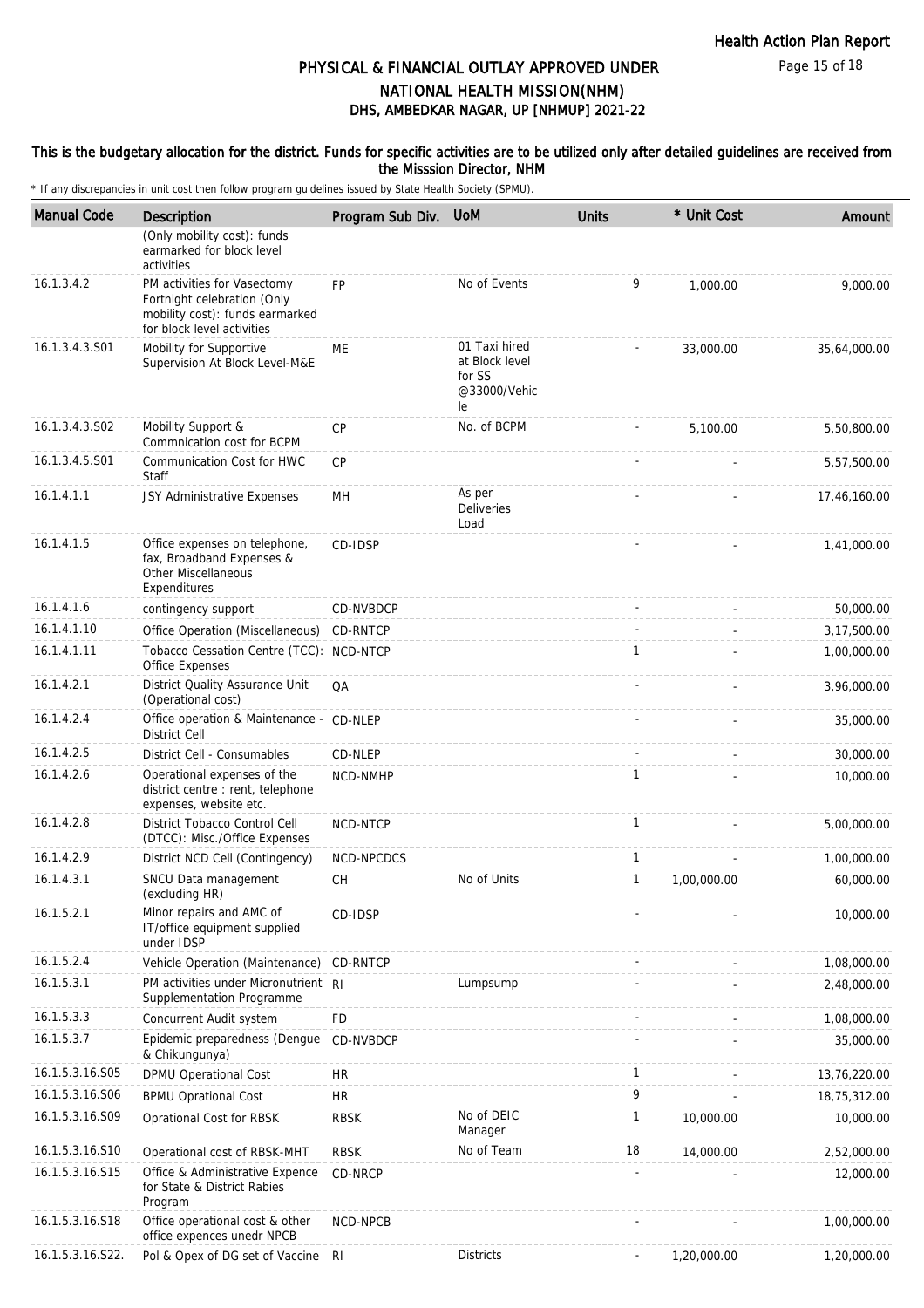# PHYSICAL & FINANCIAL OUTLAY APPROVED UNDER NATIONAL HEALTH MISSION(NHM)

## DHS, AMBEDKAR NAGAR, UP [NHMUP] 2021-22

**This is the budgetary allocation for the district. Funds for specific activities are to be utilized only after detailed guidelines are received from the Misssion Director, NHM**

* If any discrepancies in unit cost then follow program guidelines issued by State Health Society (SPMU).

| Manual Code | Description | Program Sub Div. | UoM | Units | * Unit Cost | Amount |
|---|---|---|---|---|---|---|
| | (Only mobility cost): funds earmarked for block level activities | | | | | |
| 16.1.3.4.2 | PM activities for Vasectomy Fortnight celebration (Only mobility cost): funds earmarked for block level activities | FP | No of Events | 9 | 1,000.00 | 9,000.00 |
| 16.1.3.4.3.S01 | Mobility for Supportive Supervision At Block Level-M&E | ME | 01 Taxi hired at Block level for SS @33000/Vehicle | - | 33,000.00 | 35,64,000.00 |
| 16.1.3.4.3.S02 | Mobility Support & Commnication cost for BCPM | CP | No. of BCPM | - | 5,100.00 | 5,50,800.00 |
| 16.1.3.4.5.S01 | Communication Cost for HWC Staff | CP | | - | - | 5,57,500.00 |
| 16.1.4.1.1 | JSY Administrative Expenses | MH | As per Deliveries Load | - | - | 17,46,160.00 |
| 16.1.4.1.5 | Office expenses on telephone, fax, Broadband Expenses & Other Miscellaneous Expenditures | CD-IDSP | | - | - | 1,41,000.00 |
| 16.1.4.1.6 | contingency support | CD-NVBDCP | | - | - | 50,000.00 |
| 16.1.4.1.10 | Office Operation (Miscellaneous) | CD-RNTCP | | - | - | 3,17,500.00 |
| 16.1.4.1.11 | Tobacco Cessation Centre (TCC): Office Expenses | NCD-NTCP | | 1 | - | 1,00,000.00 |
| 16.1.4.2.1 | District Quality Assurance Unit (Operational cost) | QA | | - | - | 3,96,000.00 |
| 16.1.4.2.4 | Office operation & Maintenance - District Cell | CD-NLEP | | - | - | 35,000.00 |
| 16.1.4.2.5 | District Cell - Consumables | CD-NLEP | | - | - | 30,000.00 |
| 16.1.4.2.6 | Operational expenses of the district centre : rent, telephone expenses, website etc. | NCD-NMHP | | 1 | - | 10,000.00 |
| 16.1.4.2.8 | District Tobacco Control Cell (DTCC): Misc./Office Expenses | NCD-NTCP | | 1 | - | 5,00,000.00 |
| 16.1.4.2.9 | District NCD Cell (Contingency) | NCD-NPCDCS | | 1 | - | 1,00,000.00 |
| 16.1.4.3.1 | SNCU Data management (excluding HR) | CH | No of Units | 1 | 1,00,000.00 | 60,000.00 |
| 16.1.5.2.1 | Minor repairs and AMC of IT/office equipment supplied under IDSP | CD-IDSP | | - | - | 10,000.00 |
| 16.1.5.2.4 | Vehicle Operation (Maintenance) | CD-RNTCP | | - | - | 1,08,000.00 |
| 16.1.5.3.1 | PM activities under Micronutrient Supplementation Programme | RI | Lumpsump | - | - | 2,48,000.00 |
| 16.1.5.3.3 | Concurrent Audit system | FD | | - | - | 1,08,000.00 |
| 16.1.5.3.7 | Epidemic preparedness (Dengue & Chikungunya) | CD-NVBDCP | | - | - | 35,000.00 |
| 16.1.5.3.16.S05 | DPMU Operational Cost | HR | | 1 | - | 13,76,220.00 |
| 16.1.5.3.16.S06 | BPMU Oprational Cost | HR | | 9 | - | 18,75,312.00 |
| 16.1.5.3.16.S09 | Oprational Cost for RBSK | RBSK | No of DEIC Manager | 1 | 10,000.00 | 10,000.00 |
| 16.1.5.3.16.S10 | Operational cost of RBSK-MHT | RBSK | No of Team | 18 | 14,000.00 | 2,52,000.00 |
| 16.1.5.3.16.S15 | Office & Administrative Expence for State & District Rabies Program | CD-NRCP | | - | - | 12,000.00 |
| 16.1.5.3.16.S18 | Office operational cost & other office expences unedr NPCB | NCD-NPCB | | - | - | 1,00,000.00 |
| 16.1.5.3.16.S22. | Pol & Opex of DG set of Vaccine | RI | Districts | - | 1,20,000.00 | 1,20,000.00 |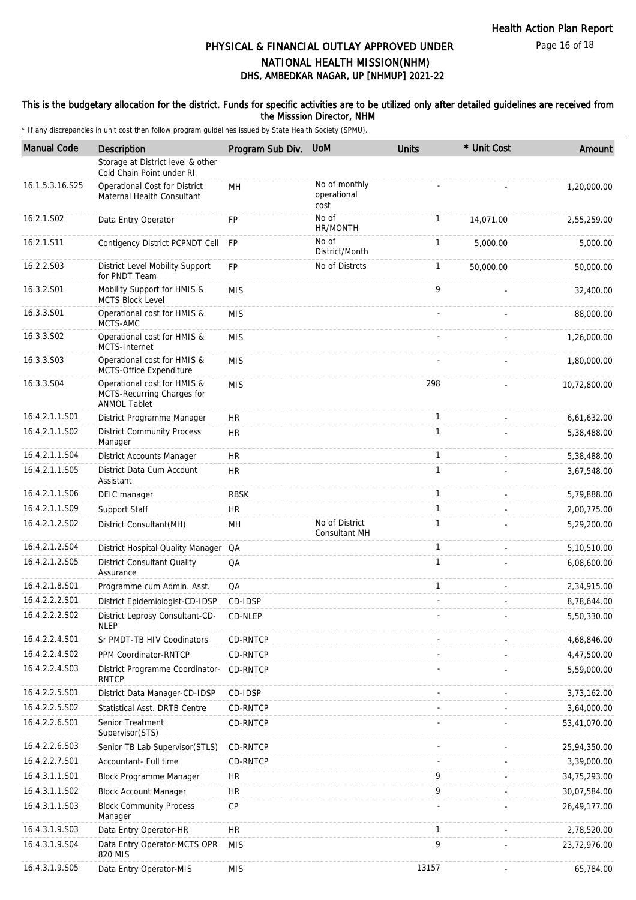# PHYSICAL & FINANCIAL OUTLAY APPROVED UNDER NATIONAL HEALTH MISSION(NHM)

## DHS, AMBEDKAR NAGAR, UP [NHMUP] 2021-22

**This is the budgetary allocation for the district. Funds for specific activities are to be utilized only after detailed guidelines are received from the Misssion Director, NHM**

\* If any discrepancies in unit cost then follow program guidelines issued by State Health Society (SPMU).

| Manual Code | Description | Program Sub Div. | UoM | Units | * Unit Cost | Amount |
|---|---|---|---|---|---|---|
| | Storage at District level & other Cold Chain Point under RI | | | | | |
| 16.1.5.3.16.S25 | Operational Cost for District Maternal Health Consultant | MH | No of monthly operational cost | - | - | 1,20,000.00 |
| 16.2.1.S02 | Data Entry Operator | FP | No of HR/MONTH | 1 | 14,071.00 | 2,55,259.00 |
| 16.2.1.S11 | Contigency District PCPNDT Cell | FP | No of District/Month | 1 | 5,000.00 | 5,000.00 |
| 16.2.2.S03 | District Level Mobility Support for PNDT Team | FP | No of Distrcts | 1 | 50,000.00 | 50,000.00 |
| 16.3.2.S01 | Mobility Support for HMIS & MCTS Block Level | MIS | | 9 | - | 32,400.00 |
| 16.3.3.S01 | Operational cost for HMIS & MCTS-AMC | MIS | | - | - | 88,000.00 |
| 16.3.3.S02 | Operational cost for HMIS & MCTS-Internet | MIS | | - | - | 1,26,000.00 |
| 16.3.3.S03 | Operational cost for HMIS & MCTS-Office Expenditure | MIS | | - | - | 1,80,000.00 |
| 16.3.3.S04 | Operational cost for HMIS & MCTS-Recurring Charges for ANMOL Tablet | MIS | | 298 | - | 10,72,800.00 |
| 16.4.2.1.1.S01 | District Programme Manager | HR | | 1 | - | 6,61,632.00 |
| 16.4.2.1.1.S02 | District Community Process Manager | HR | | 1 | - | 5,38,488.00 |
| 16.4.2.1.1.S04 | District Accounts Manager | HR | | 1 | - | 5,38,488.00 |
| 16.4.2.1.1.S05 | District Data Cum Account Assistant | HR | | 1 | - | 3,67,548.00 |
| 16.4.2.1.1.S06 | DEIC manager | RBSK | | 1 | - | 5,79,888.00 |
| 16.4.2.1.1.S09 | Support Staff | HR | | 1 | - | 2,00,775.00 |
| 16.4.2.1.2.S02 | District Consultant(MH) | MH | No of District Consultant MH | 1 | - | 5,29,200.00 |
| 16.4.2.1.2.S04 | District Hospital Quality Manager | QA | | 1 | - | 5,10,510.00 |
| 16.4.2.1.2.S05 | District Consultant Quality Assurance | QA | | 1 | - | 6,08,600.00 |
| 16.4.2.1.8.S01 | Programme cum Admin. Asst. | QA | | 1 | - | 2,34,915.00 |
| 16.4.2.2.2.S01 | District Epidemiologist-CD-IDSP | CD-IDSP | | - | - | 8,78,644.00 |
| 16.4.2.2.2.S02 | District Leprosy Consultant-CD-NLEP | CD-NLEP | | - | - | 5,50,330.00 |
| 16.4.2.2.4.S01 | Sr PMDT-TB HIV Coodinators | CD-RNTCP | | - | - | 4,68,846.00 |
| 16.4.2.2.4.S02 | PPM Coordinator-RNTCP | CD-RNTCP | | - | - | 4,47,500.00 |
| 16.4.2.2.4.S03 | District Programme Coordinator-RNTCP | CD-RNTCP | | - | - | 5,59,000.00 |
| 16.4.2.2.5.S01 | District Data Manager-CD-IDSP | CD-IDSP | | - | - | 3,73,162.00 |
| 16.4.2.2.5.S02 | Statistical Asst. DRTB Centre | CD-RNTCP | | - | - | 3,64,000.00 |
| 16.4.2.2.6.S01 | Senior Treatment Supervisor(STS) | CD-RNTCP | | - | - | 53,41,070.00 |
| 16.4.2.2.6.S03 | Senior TB Lab Supervisor(STLS) | CD-RNTCP | | - | - | 25,94,350.00 |
| 16.4.2.2.7.S01 | Accountant- Full time | CD-RNTCP | | - | - | 3,39,000.00 |
| 16.4.3.1.1.S01 | Block Programme Manager | HR | | 9 | - | 34,75,293.00 |
| 16.4.3.1.1.S02 | Block Account Manager | HR | | 9 | - | 30,07,584.00 |
| 16.4.3.1.1.S03 | Block Community Process Manager | CP | | - | - | 26,49,177.00 |
| 16.4.3.1.9.S03 | Data Entry Operator-HR | HR | | 1 | - | 2,78,520.00 |
| 16.4.3.1.9.S04 | Data Entry Operator-MCTS OPR 820 MIS | MIS | | 9 | - | 23,72,976.00 |
| 16.4.3.1.9.S05 | Data Entry Operator-MIS | MIS | | 13157 | - | 65,784.00 |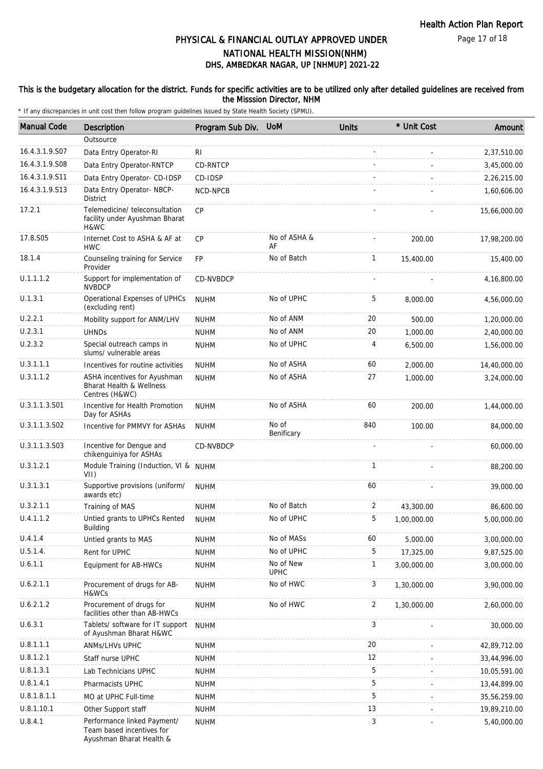# PHYSICAL & FINANCIAL OUTLAY APPROVED UNDER NATIONAL HEALTH MISSION(NHM)

## DHS, AMBEDKAR NAGAR, UP [NHMUP] 2021-22

**This is the budgetary allocation for the district. Funds for specific activities are to be utilized only after detailed guidelines are received from the Misssion Director, NHM**

\* If any discrepancies in unit cost then follow program guidelines issued by State Health Society (SPMU).

| Manual Code | Description | Program Sub Div. | UoM | Units | * Unit Cost | Amount |
|---|---|---|---|---|---|---|
| | Outsource | | | | | |
| 16.4.3.1.9.S07 | Data Entry Operator-RI | RI | | - | - | 2,37,510.00 |
| 16.4.3.1.9.S08 | Data Entry Operator-RNTCP | CD-RNTCP | | - | - | 3,45,000.00 |
| 16.4.3.1.9.S11 | Data Entry Operator- CD-IDSP | CD-IDSP | | - | - | 2,26,215.00 |
| 16.4.3.1.9.S13 | Data Entry Operator- NBCP-District | NCD-NPCB | | - | - | 1,60,606.00 |
| 17.2.1 | Telemedicine/ teleconsultation facility under Ayushman Bharat H&WC | CP | | - | - | 15,66,000.00 |
| 17.8.S05 | Internet Cost to ASHA & AF at HWC | CP | No of ASHA & AF | - | 200.00 | 17,98,200.00 |
| 18.1.4 | Counseling training for Service Provider | FP | No of Batch | 1 | 15,400.00 | 15,400.00 |
| U.1.1.1.2 | Support for implementation of NVBDCP | CD-NVBDCP | | - | - | 4,16,800.00 |
| U.1.3.1 | Operational Expenses of UPHCs (excluding rent) | NUHM | No of UPHC | 5 | 8,000.00 | 4,56,000.00 |
| U.2.2.1 | Mobility support for ANM/LHV | NUHM | No of ANM | 20 | 500.00 | 1,20,000.00 |
| U.2.3.1 | UHNDs | NUHM | No of ANM | 20 | 1,000.00 | 2,40,000.00 |
| U.2.3.2 | Special outreach camps in slums/ vulnerable areas | NUHM | No of UPHC | 4 | 6,500.00 | 1,56,000.00 |
| U.3.1.1.1 | Incentives for routine activities | NUHM | No of ASHA | 60 | 2,000.00 | 14,40,000.00 |
| U.3.1.1.2 | ASHA incentives for Ayushman Bharat Health & Wellness Centres (H&WC) | NUHM | No of ASHA | 27 | 1,000.00 | 3,24,000.00 |
| U.3.1.1.3.S01 | Incentive for Health Promotion Day for ASHAs | NUHM | No of ASHA | 60 | 200.00 | 1,44,000.00 |
| U.3.1.1.3.S02 | Incentive for PMMVY for ASHAs | NUHM | No of Benificary | 840 | 100.00 | 84,000.00 |
| U.3.1.1.3.S03 | Incentive for Dengue and chikenguiniya for ASHAs | CD-NVBDCP | | - | - | 60,000.00 |
| U.3.1.2.1 | Module Training (Induction, VI & VII) | NUHM | | 1 | - | 88,200.00 |
| U.3.1.3.1 | Supportive provisions (uniform/ awards etc) | NUHM | | 60 | - | 39,000.00 |
| U.3.2.1.1 | Training of MAS | NUHM | No of Batch | 2 | 43,300.00 | 86,600.00 |
| U.4.1.1.2 | Untied grants to UPHCs Rented Building | NUHM | No of UPHC | 5 | 1,00,000.00 | 5,00,000.00 |
| U.4.1.4 | Untied grants to MAS | NUHM | No of MASs | 60 | 5,000.00 | 3,00,000.00 |
| U.5.1.4. | Rent for UPHC | NUHM | No of UPHC | 5 | 17,325.00 | 9,87,525.00 |
| U.6.1.1 | Equipment for AB-HWCs | NUHM | No of New UPHC | 1 | 3,00,000.00 | 3,00,000.00 |
| U.6.2.1.1 | Procurement of drugs for AB-H&WCs | NUHM | No of HWC | 3 | 1,30,000.00 | 3,90,000.00 |
| U.6.2.1.2 | Procurement of drugs for facilities other than AB-HWCs | NUHM | No of HWC | 2 | 1,30,000.00 | 2,60,000.00 |
| U.6.3.1 | Tablets/ software for IT support of Ayushman Bharat H&WC | NUHM | | 3 | - | 30,000.00 |
| U.8.1.1.1 | ANMs/LHVs UPHC | NUHM | | 20 | - | 42,89,712.00 |
| U.8.1.2.1 | Staff nurse UPHC | NUHM | | 12 | - | 33,44,996.00 |
| U.8.1.3.1 | Lab Technicians UPHC | NUHM | | 5 | - | 10,05,591.00 |
| U.8.1.4.1 | Pharmacists UPHC | NUHM | | 5 | - | 13,44,899.00 |
| U.8.1.8.1.1 | MO at UPHC Full-time | NUHM | | 5 | - | 35,56,259.00 |
| U.8.1.10.1 | Other Support staff | NUHM | | 13 | - | 19,89,210.00 |
| U.8.4.1 | Performance linked Payment/ Team based incentives for Ayushman Bharat Health & | NUHM | | 3 | - | 5,40,000.00 |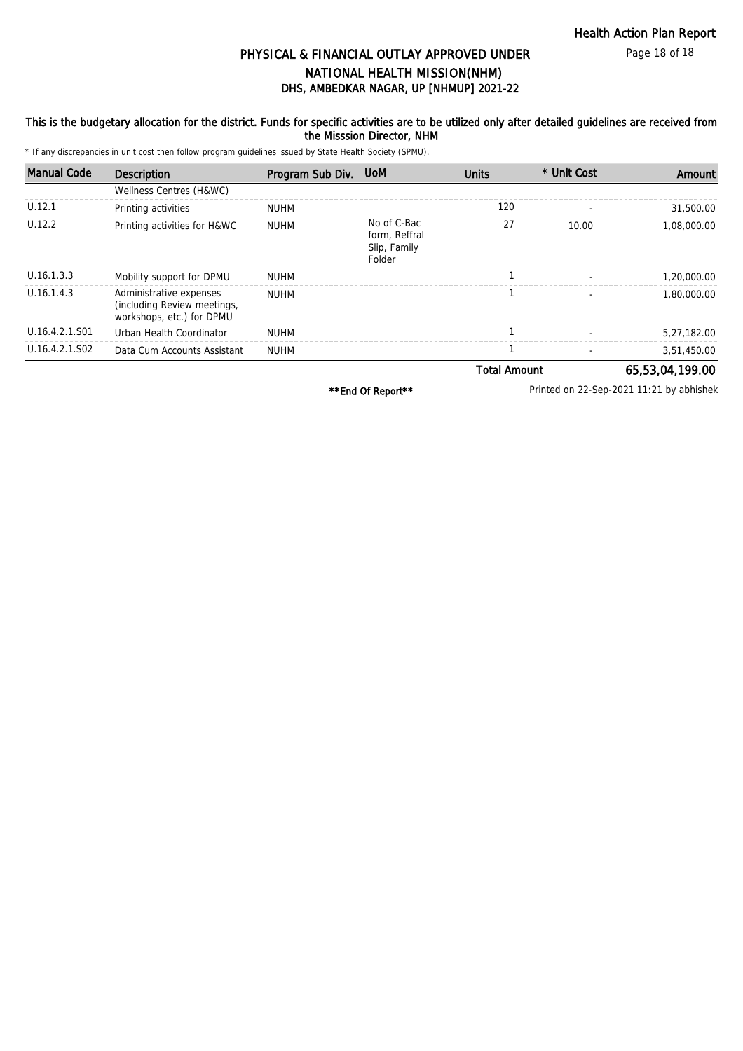This is the budgetary allocation for the district. Funds for specific activities are to be utilized only after detailed guidelines are received from the Misssion Director, NHM

* If any discrepancies in unit cost then follow program guidelines issued by State Health Society (SPMU).

| Manual Code | Description | Program Sub Div. | UoM | Units | * Unit Cost | Amount |
|---|---|---|---|---|---|---|
| | Wellness Centres (H&WC) | | | | | |
| U.12.1 | Printing activities | NUHM | | 120 | - | 31,500.00 |
| U.12.2 | Printing activities for H&WC | NUHM | No of C-Bac form, Reffral Slip, Family Folder | 27 | 10.00 | 1,08,000.00 |
| U.16.1.3.3 | Mobility support for DPMU | NUHM | | 1 | - | 1,20,000.00 |
| U.16.1.4.3 | Administrative expenses (including Review meetings, workshops, etc.) for DPMU | NUHM | | 1 | - | 1,80,000.00 |
| U.16.4.2.1.S01 | Urban Health Coordinator | NUHM | | 1 | - | 5,27,182.00 |
| U.16.4.2.1.S02 | Data Cum Accounts Assistant | NUHM | | 1 | - | 3,51,450.00 |
| | | | | Total Amount | | 65,53,04,199.00 |

**End Of Report**

Printed on 22-Sep-2021 11:21 by abhishek